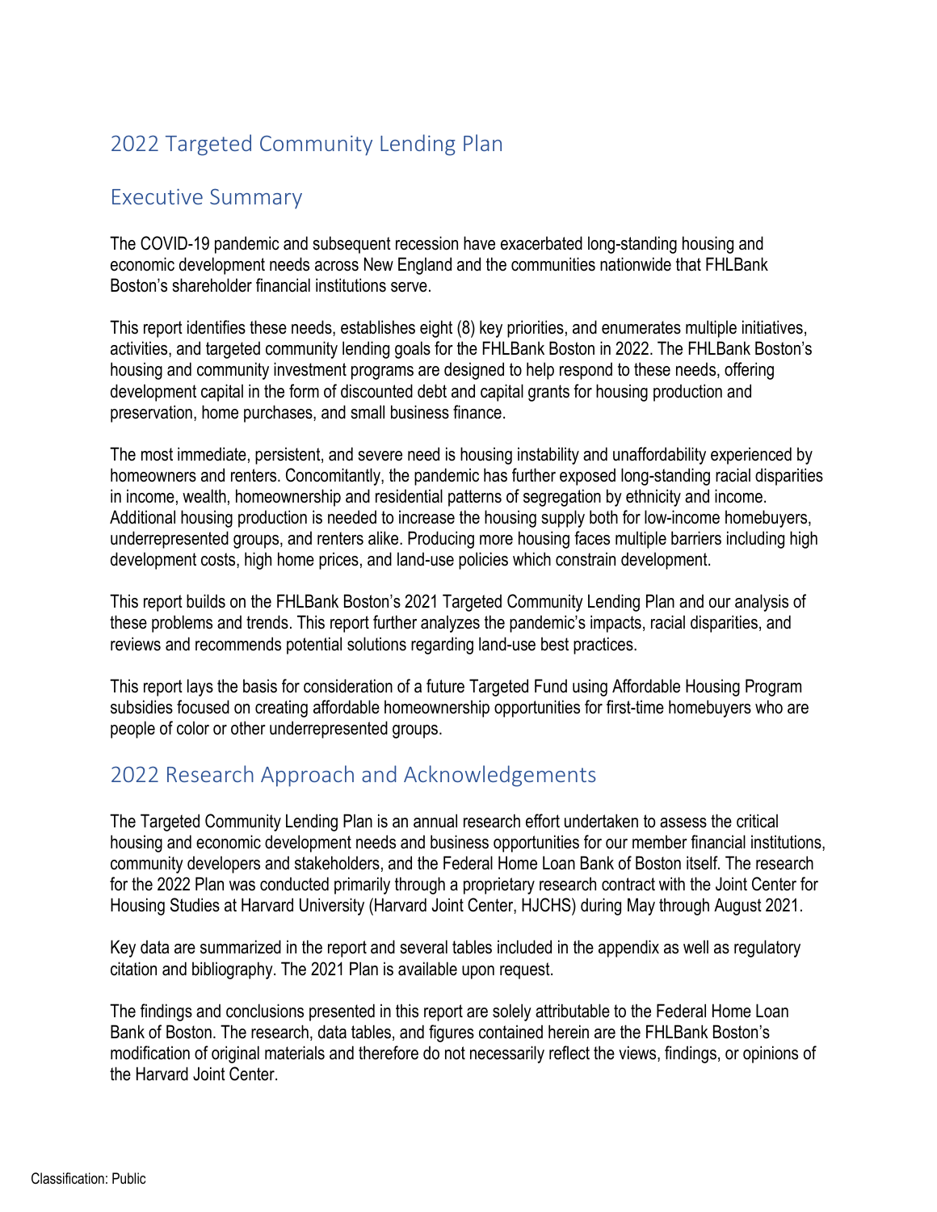# 2022 Targeted Community Lending Plan

## Executive Summary

The COVID-19 pandemic and subsequent recession have exacerbated long-standing housing and economic development needs across New England and the communities nationwide that FHLBank Boston's shareholder financial institutions serve.

This report identifies these needs, establishes eight (8) key priorities, and enumerates multiple initiatives, activities, and targeted community lending goals for the FHLBank Boston in 2022. The FHLBank Boston's housing and community investment programs are designed to help respond to these needs, offering development capital in the form of discounted debt and capital grants for housing production and preservation, home purchases, and small business finance.

The most immediate, persistent, and severe need is housing instability and unaffordability experienced by homeowners and renters. Concomitantly, the pandemic has further exposed long-standing racial disparities in income, wealth, homeownership and residential patterns of segregation by ethnicity and income. Additional housing production is needed to increase the housing supply both for low-income homebuyers, underrepresented groups, and renters alike. Producing more housing faces multiple barriers including high development costs, high home prices, and land-use policies which constrain development.

This report builds on the FHLBank Boston's 2021 Targeted Community Lending Plan and our analysis of these problems and trends. This report further analyzes the pandemic's impacts, racial disparities, and reviews and recommends potential solutions regarding land-use best practices.

This report lays the basis for consideration of a future Targeted Fund using Affordable Housing Program subsidies focused on creating affordable homeownership opportunities for first-time homebuyers who are people of color or other underrepresented groups.

## 2022 Research Approach and Acknowledgements

The Targeted Community Lending Plan is an annual research effort undertaken to assess the critical housing and economic development needs and business opportunities for our member financial institutions, community developers and stakeholders, and the Federal Home Loan Bank of Boston itself. The research for the 2022 Plan was conducted primarily through a proprietary research contract with the Joint Center for Housing Studies at Harvard University (Harvard Joint Center, HJCHS) during May through August 2021.

Key data are summarized in the report and several tables included in the appendix as well as regulatory citation and bibliography. The 2021 Plan is available upon request.

The findings and conclusions presented in this report are solely attributable to the Federal Home Loan Bank of Boston. The research, data tables, and figures contained herein are the FHLBank Boston's modification of original materials and therefore do not necessarily reflect the views, findings, or opinions of the Harvard Joint Center.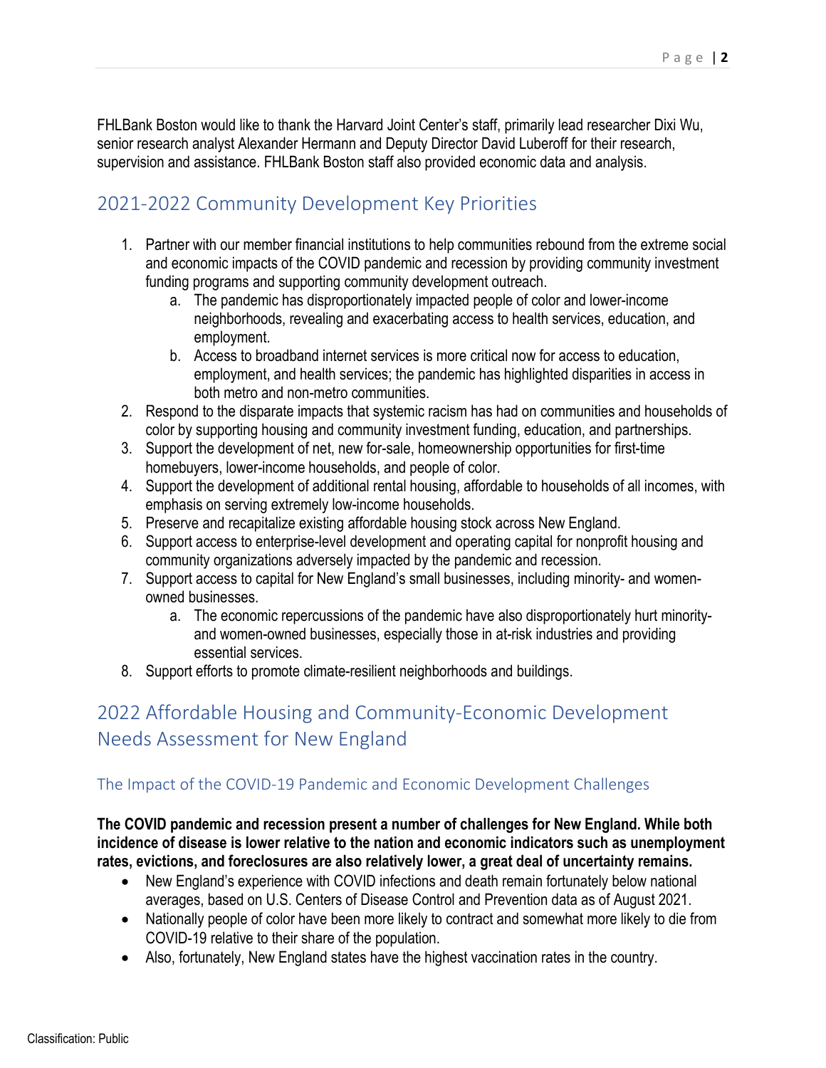FHLBank Boston would like to thank the Harvard Joint Center's staff, primarily lead researcher Dixi Wu, senior research analyst Alexander Hermann and Deputy Director David Luberoff for their research, supervision and assistance. FHLBank Boston staff also provided economic data and analysis.

## 2021-2022 Community Development Key Priorities

1. Partner with our member financial institutions to help communities rebound from the extreme social and economic impacts of the COVID pandemic and recession by providing community investment funding programs and supporting community development outreach.
   a. The pandemic has disproportionately impacted people of color and lower-income neighborhoods, revealing and exacerbating access to health services, education, and employment.
   b. Access to broadband internet services is more critical now for access to education, employment, and health services; the pandemic has highlighted disparities in access in both metro and non-metro communities.
2. Respond to the disparate impacts that systemic racism has had on communities and households of color by supporting housing and community investment funding, education, and partnerships.
3. Support the development of net, new for-sale, homeownership opportunities for first-time homebuyers, lower-income households, and people of color.
4. Support the development of additional rental housing, affordable to households of all incomes, with emphasis on serving extremely low-income households.
5. Preserve and recapitalize existing affordable housing stock across New England.
6. Support access to enterprise-level development and operating capital for nonprofit housing and community organizations adversely impacted by the pandemic and recession.
7. Support access to capital for New England's small businesses, including minority- and women-owned businesses.
   a. The economic repercussions of the pandemic have also disproportionately hurt minority- and women-owned businesses, especially those in at-risk industries and providing essential services.
8. Support efforts to promote climate-resilient neighborhoods and buildings.

## 2022 Affordable Housing and Community-Economic Development Needs Assessment for New England

### The Impact of the COVID-19 Pandemic and Economic Development Challenges

**The COVID pandemic and recession present a number of challenges for New England. While both incidence of disease is lower relative to the nation and economic indicators such as unemployment rates, evictions, and foreclosures are also relatively lower, a great deal of uncertainty remains.**

- New England's experience with COVID infections and death remain fortunately below national averages, based on U.S. Centers of Disease Control and Prevention data as of August 2021.
- Nationally people of color have been more likely to contract and somewhat more likely to die from COVID-19 relative to their share of the population.
- Also, fortunately, New England states have the highest vaccination rates in the country.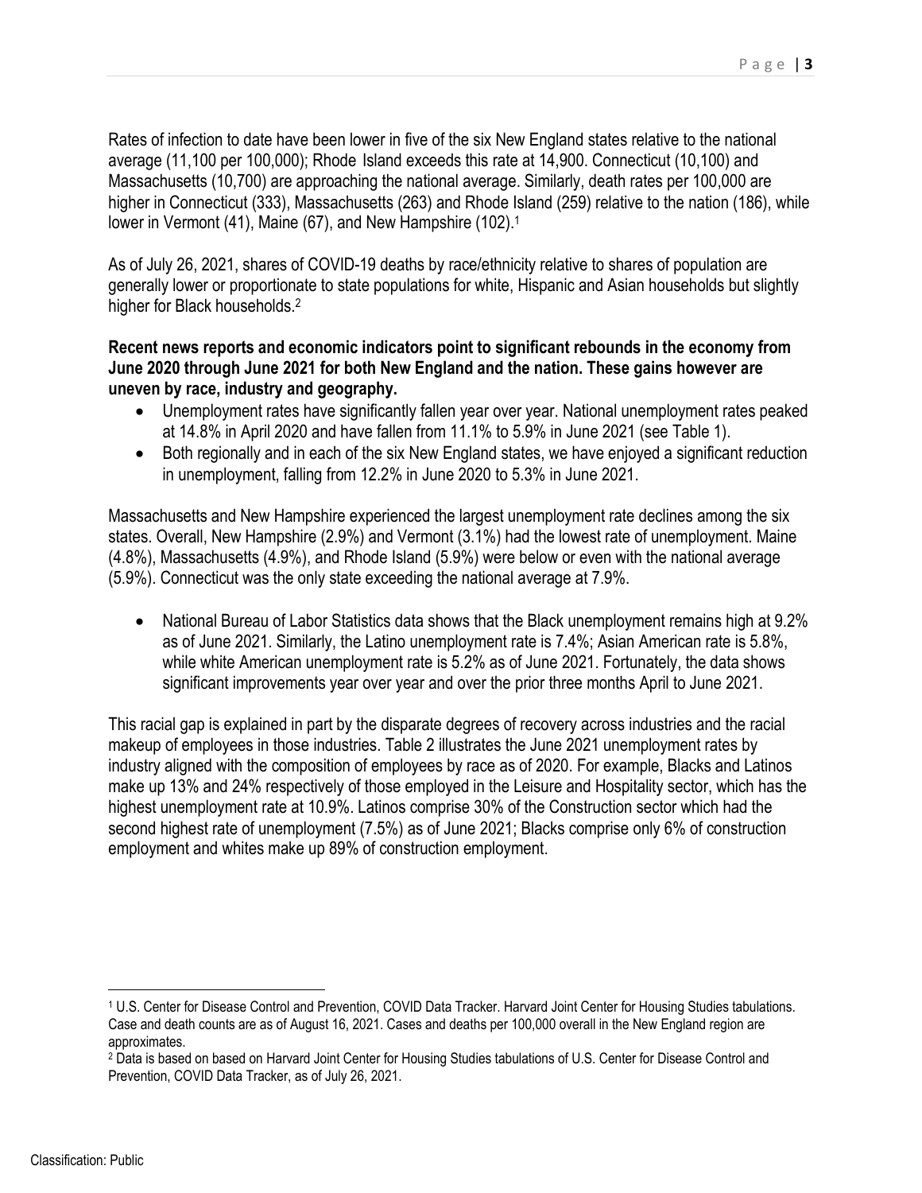Rates of infection to date have been lower in five of the six New England states relative to the national average (11,100 per 100,000); Rhode Island exceeds this rate at 14,900. Connecticut (10,100) and Massachusetts (10,700) are approaching the national average. Similarly, death rates per 100,000 are higher in Connecticut (333), Massachusetts (263) and Rhode Island (259) relative to the nation (186), while lower in Vermont (41), Maine (67), and New Hampshire (102).[1]

As of July 26, 2021, shares of COVID-19 deaths by race/ethnicity relative to shares of population are generally lower or proportionate to state populations for white, Hispanic and Asian households but slightly higher for Black households.[2]

**Recent news reports and economic indicators point to significant rebounds in the economy from June 2020 through June 2021 for both New England and the nation. These gains however are uneven by race, industry and geography.**

- Unemployment rates have significantly fallen year over year. National unemployment rates peaked at 14.8% in April 2020 and have fallen from 11.1% to 5.9% in June 2021 (see Table 1).
- Both regionally and in each of the six New England states, we have enjoyed a significant reduction in unemployment, falling from 12.2% in June 2020 to 5.3% in June 2021.

Massachusetts and New Hampshire experienced the largest unemployment rate declines among the six states. Overall, New Hampshire (2.9%) and Vermont (3.1%) had the lowest rate of unemployment. Maine (4.8%), Massachusetts (4.9%), and Rhode Island (5.9%) were below or even with the national average (5.9%). Connecticut was the only state exceeding the national average at 7.9%.

- National Bureau of Labor Statistics data shows that the Black unemployment remains high at 9.2% as of June 2021. Similarly, the Latino unemployment rate is 7.4%; Asian American rate is 5.8%, while white American unemployment rate is 5.2% as of June 2021. Fortunately, the data shows significant improvements year over year and over the prior three months April to June 2021.

This racial gap is explained in part by the disparate degrees of recovery across industries and the racial makeup of employees in those industries. Table 2 illustrates the June 2021 unemployment rates by industry aligned with the composition of employees by race as of 2020. For example, Blacks and Latinos make up 13% and 24% respectively of those employed in the Leisure and Hospitality sector, which has the highest unemployment rate at 10.9%. Latinos comprise 30% of the Construction sector which had the second highest rate of unemployment (7.5%) as of June 2021; Blacks comprise only 6% of construction employment and whites make up 89% of construction employment.

[1] U.S. Center for Disease Control and Prevention, COVID Data Tracker. Harvard Joint Center for Housing Studies tabulations. Case and death counts are as of August 16, 2021. Cases and deaths per 100,000 overall in the New England region are approximates.

[2] Data is based on based on Harvard Joint Center for Housing Studies tabulations of U.S. Center for Disease Control and Prevention, COVID Data Tracker, as of July 26, 2021.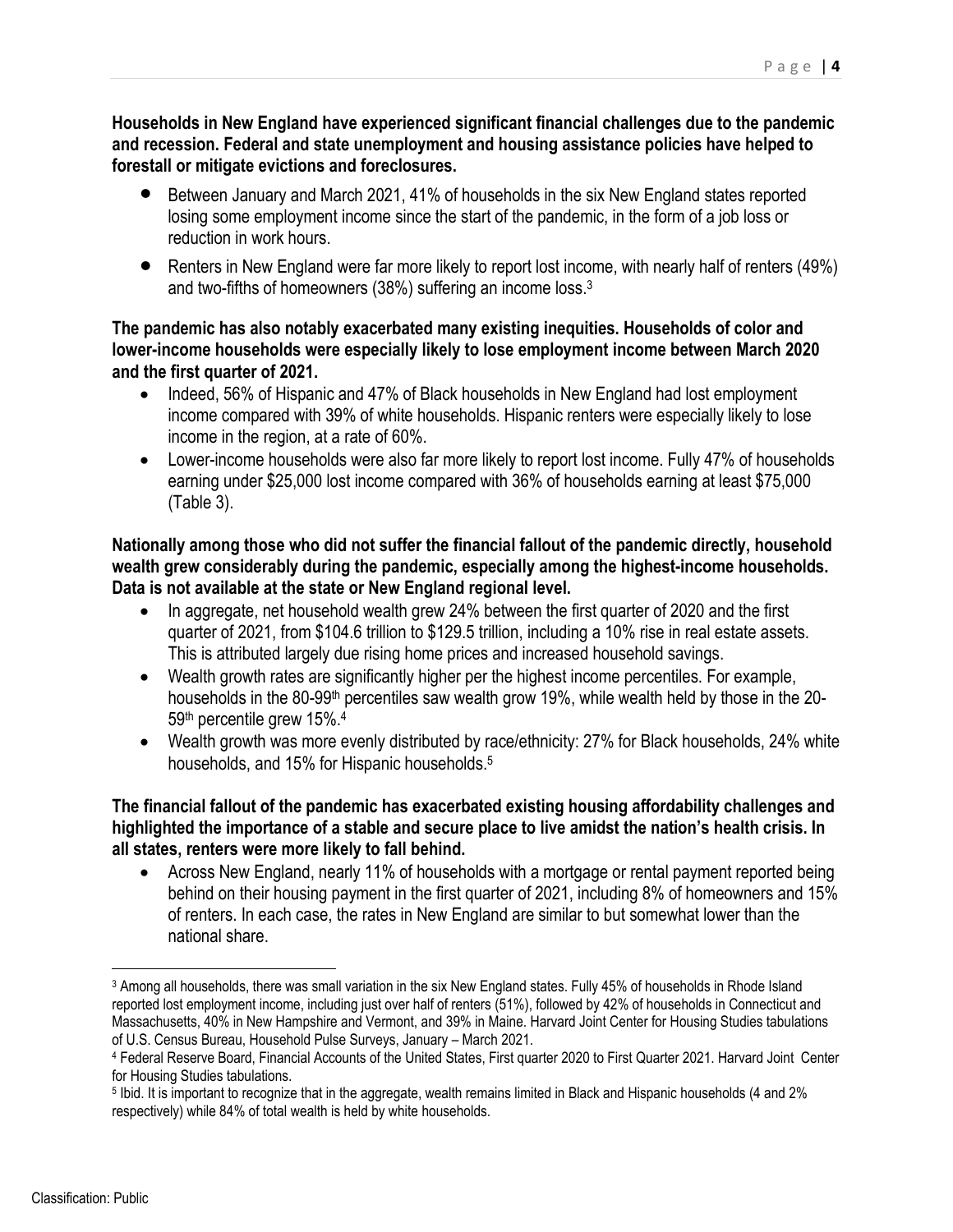**Households in New England have experienced significant financial challenges due to the pandemic and recession. Federal and state unemployment and housing assistance policies have helped to forestall or mitigate evictions and foreclosures.**

- Between January and March 2021, 41% of households in the six New England states reported losing some employment income since the start of the pandemic, in the form of a job loss or reduction in work hours.
- Renters in New England were far more likely to report lost income, with nearly half of renters (49%) and two-fifths of homeowners (38%) suffering an income loss.[3]

**The pandemic has also notably exacerbated many existing inequities. Households of color and lower-income households were especially likely to lose employment income between March 2020 and the first quarter of 2021.**

- Indeed, 56% of Hispanic and 47% of Black households in New England had lost employment income compared with 39% of white households. Hispanic renters were especially likely to lose income in the region, at a rate of 60%.
- Lower-income households were also far more likely to report lost income. Fully 47% of households earning under $25,000 lost income compared with 36% of households earning at least $75,000 (Table 3).

**Nationally among those who did not suffer the financial fallout of the pandemic directly, household wealth grew considerably during the pandemic, especially among the highest-income households. Data is not available at the state or New England regional level.**

- In aggregate, net household wealth grew 24% between the first quarter of 2020 and the first quarter of 2021, from $104.6 trillion to $129.5 trillion, including a 10% rise in real estate assets. This is attributed largely due rising home prices and increased household savings.
- Wealth growth rates are significantly higher per the highest income percentiles. For example, households in the 80-99th percentiles saw wealth grow 19%, while wealth held by those in the 20-59th percentile grew 15%.[4]
- Wealth growth was more evenly distributed by race/ethnicity: 27% for Black households, 24% white households, and 15% for Hispanic households.[5]

**The financial fallout of the pandemic has exacerbated existing housing affordability challenges and highlighted the importance of a stable and secure place to live amidst the nation's health crisis. In all states, renters were more likely to fall behind.**

- Across New England, nearly 11% of households with a mortgage or rental payment reported being behind on their housing payment in the first quarter of 2021, including 8% of homeowners and 15% of renters. In each case, the rates in New England are similar to but somewhat lower than the national share.

---

[3] Among all households, there was small variation in the six New England states. Fully 45% of households in Rhode Island reported lost employment income, including just over half of renters (51%), followed by 42% of households in Connecticut and Massachusetts, 40% in New Hampshire and Vermont, and 39% in Maine. Harvard Joint Center for Housing Studies tabulations of U.S. Census Bureau, Household Pulse Surveys, January – March 2021.

[4] Federal Reserve Board, Financial Accounts of the United States, First quarter 2020 to First Quarter 2021. Harvard Joint Center for Housing Studies tabulations.

[5] Ibid. It is important to recognize that in the aggregate, wealth remains limited in Black and Hispanic households (4 and 2% respectively) while 84% of total wealth is held by white households.

Classification: Public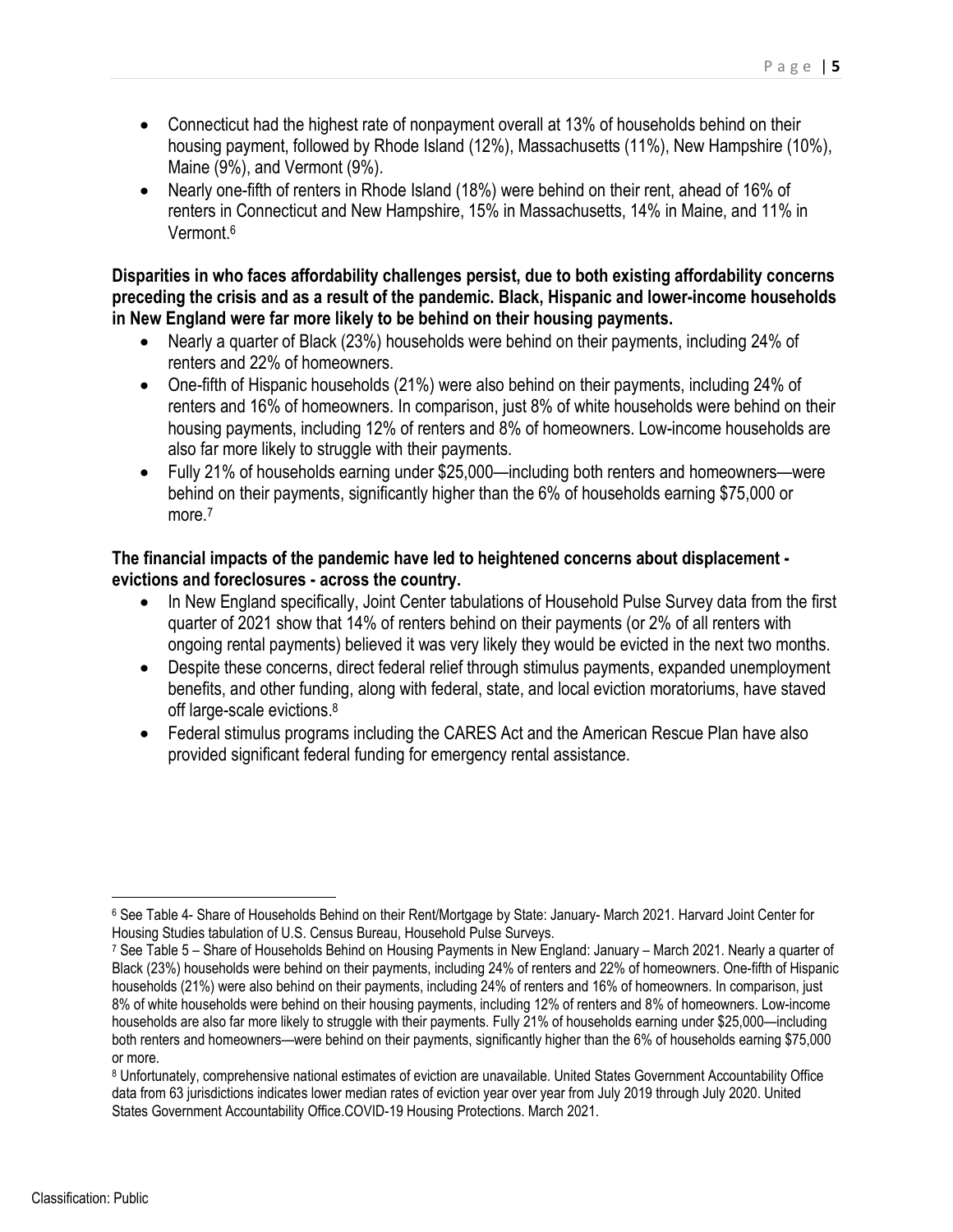- Connecticut had the highest rate of nonpayment overall at 13% of households behind on their housing payment, followed by Rhode Island (12%), Massachusetts (11%), New Hampshire (10%), Maine (9%), and Vermont (9%).
- Nearly one-fifth of renters in Rhode Island (18%) were behind on their rent, ahead of 16% of renters in Connecticut and New Hampshire, 15% in Massachusetts, 14% in Maine, and 11% in Vermont.[6]

**Disparities in who faces affordability challenges persist, due to both existing affordability concerns preceding the crisis and as a result of the pandemic. Black, Hispanic and lower-income households in New England were far more likely to be behind on their housing payments.**

- Nearly a quarter of Black (23%) households were behind on their payments, including 24% of renters and 22% of homeowners.
- One-fifth of Hispanic households (21%) were also behind on their payments, including 24% of renters and 16% of homeowners. In comparison, just 8% of white households were behind on their housing payments, including 12% of renters and 8% of homeowners. Low-income households are also far more likely to struggle with their payments.
- Fully 21% of households earning under $25,000—including both renters and homeowners—were behind on their payments, significantly higher than the 6% of households earning $75,000 or more.[7]

**The financial impacts of the pandemic have led to heightened concerns about displacement - evictions and foreclosures - across the country.**

- In New England specifically, Joint Center tabulations of Household Pulse Survey data from the first quarter of 2021 show that 14% of renters behind on their payments (or 2% of all renters with ongoing rental payments) believed it was very likely they would be evicted in the next two months.
- Despite these concerns, direct federal relief through stimulus payments, expanded unemployment benefits, and other funding, along with federal, state, and local eviction moratoriums, have staved off large-scale evictions.[8]
- Federal stimulus programs including the CARES Act and the American Rescue Plan have also provided significant federal funding for emergency rental assistance.

---

[6] See Table 4- Share of Households Behind on their Rent/Mortgage by State: January- March 2021. Harvard Joint Center for Housing Studies tabulation of U.S. Census Bureau, Household Pulse Surveys.

[7] See Table 5 – Share of Households Behind on Housing Payments in New England: January – March 2021. Nearly a quarter of Black (23%) households were behind on their payments, including 24% of renters and 22% of homeowners. One-fifth of Hispanic households (21%) were also behind on their payments, including 24% of renters and 16% of homeowners. In comparison, just 8% of white households were behind on their housing payments, including 12% of renters and 8% of homeowners. Low-income households are also far more likely to struggle with their payments. Fully 21% of households earning under $25,000—including both renters and homeowners—were behind on their payments, significantly higher than the 6% of households earning $75,000 or more.

[8] Unfortunately, comprehensive national estimates of eviction are unavailable. United States Government Accountability Office data from 63 jurisdictions indicates lower median rates of eviction year over year from July 2019 through July 2020. United States Government Accountability Office.COVID-19 Housing Protections. March 2021.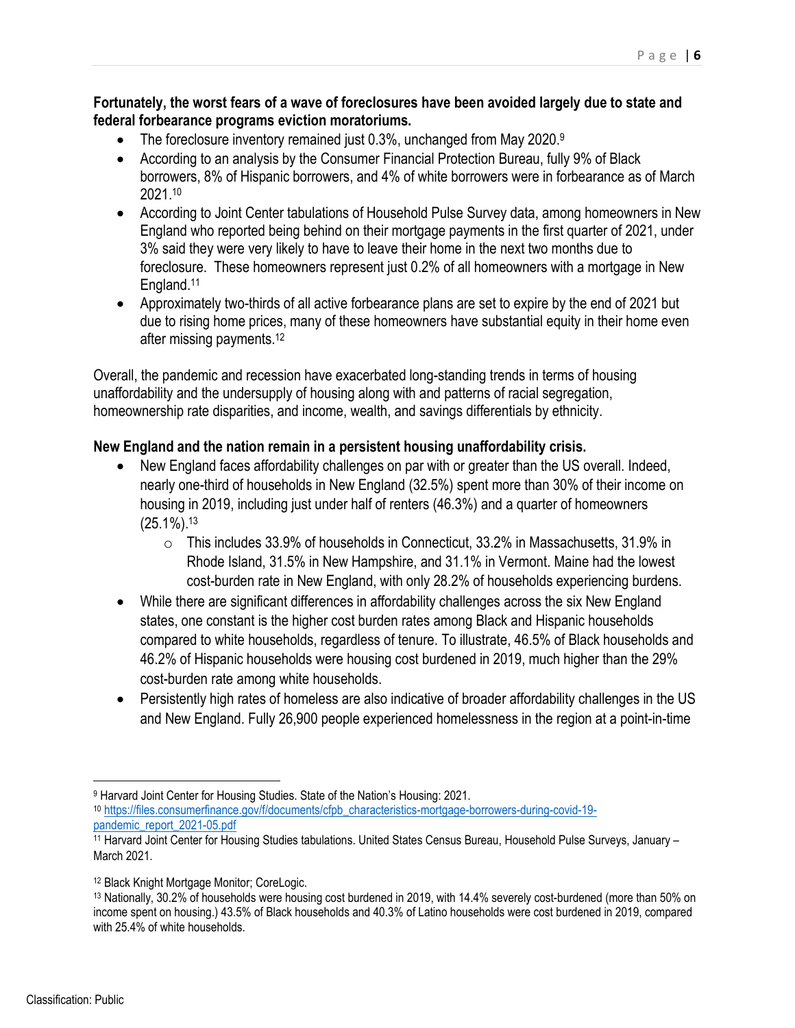**Fortunately, the worst fears of a wave of foreclosures have been avoided largely due to state and federal forbearance programs eviction moratoriums.**

- The foreclosure inventory remained just 0.3%, unchanged from May 2020.[9]
- According to an analysis by the Consumer Financial Protection Bureau, fully 9% of Black borrowers, 8% of Hispanic borrowers, and 4% of white borrowers were in forbearance as of March 2021.[10]
- According to Joint Center tabulations of Household Pulse Survey data, among homeowners in New England who reported being behind on their mortgage payments in the first quarter of 2021, under 3% said they were very likely to have to leave their home in the next two months due to foreclosure. These homeowners represent just 0.2% of all homeowners with a mortgage in New England.[11]
- Approximately two-thirds of all active forbearance plans are set to expire by the end of 2021 but due to rising home prices, many of these homeowners have substantial equity in their home even after missing payments.[12]

Overall, the pandemic and recession have exacerbated long-standing trends in terms of housing unaffordability and the undersupply of housing along with and patterns of racial segregation, homeownership rate disparities, and income, wealth, and savings differentials by ethnicity.

**New England and the nation remain in a persistent housing unaffordability crisis.**

- New England faces affordability challenges on par with or greater than the US overall. Indeed, nearly one-third of households in New England (32.5%) spent more than 30% of their income on housing in 2019, including just under half of renters (46.3%) and a quarter of homeowners (25.1%).[13]
    - This includes 33.9% of households in Connecticut, 33.2% in Massachusetts, 31.9% in Rhode Island, 31.5% in New Hampshire, and 31.1% in Vermont. Maine had the lowest cost-burden rate in New England, with only 28.2% of households experiencing burdens.
- While there are significant differences in affordability challenges across the six New England states, one constant is the higher cost burden rates among Black and Hispanic households compared to white households, regardless of tenure. To illustrate, 46.5% of Black households and 46.2% of Hispanic households were housing cost burdened in 2019, much higher than the 29% cost-burden rate among white households.
- Persistently high rates of homeless are also indicative of broader affordability challenges in the US and New England. Fully 26,900 people experienced homelessness in the region at a point-in-time

---

[9] Harvard Joint Center for Housing Studies. State of the Nation's Housing: 2021.

[10] https://files.consumerfinance.gov/f/documents/cfpb_characteristics-mortgage-borrowers-during-covid-19-pandemic_report_2021-05.pdf

[11] Harvard Joint Center for Housing Studies tabulations. United States Census Bureau, Household Pulse Surveys, January – March 2021.

[12] Black Knight Mortgage Monitor; CoreLogic.

[13] Nationally, 30.2% of households were housing cost burdened in 2019, with 14.4% severely cost-burdened (more than 50% on income spent on housing.) 43.5% of Black households and 40.3% of Latino households were cost burdened in 2019, compared with 25.4% of white households.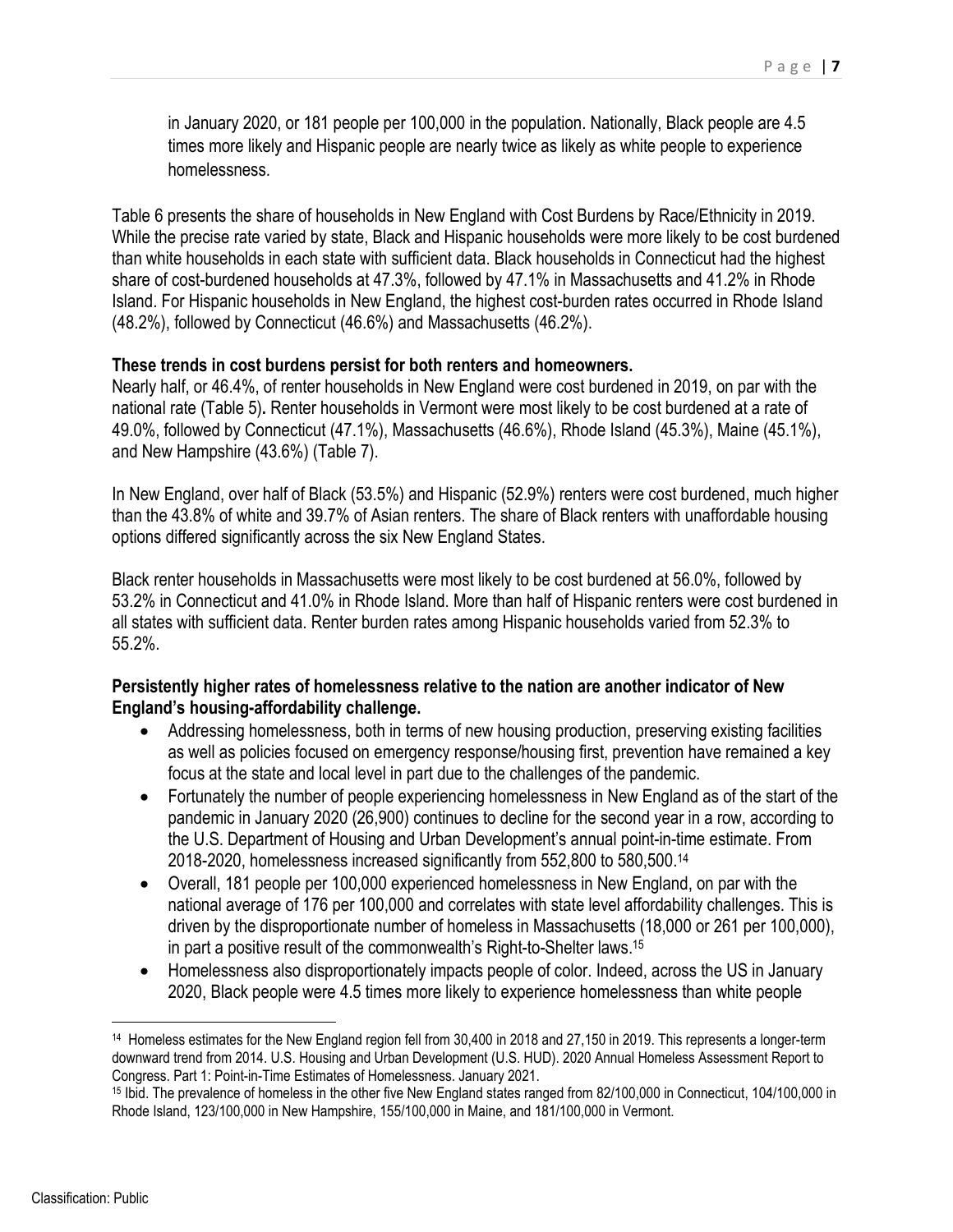in January 2020, or 181 people per 100,000 in the population. Nationally, Black people are 4.5 times more likely and Hispanic people are nearly twice as likely as white people to experience homelessness.

Table 6 presents the share of households in New England with Cost Burdens by Race/Ethnicity in 2019. While the precise rate varied by state, Black and Hispanic households were more likely to be cost burdened than white households in each state with sufficient data. Black households in Connecticut had the highest share of cost-burdened households at 47.3%, followed by 47.1% in Massachusetts and 41.2% in Rhode Island. For Hispanic households in New England, the highest cost-burden rates occurred in Rhode Island (48.2%), followed by Connecticut (46.6%) and Massachusetts (46.2%).

**These trends in cost burdens persist for both renters and homeowners.**
Nearly half, or 46.4%, of renter households in New England were cost burdened in 2019, on par with the national rate (Table 5). Renter households in Vermont were most likely to be cost burdened at a rate of 49.0%, followed by Connecticut (47.1%), Massachusetts (46.6%), Rhode Island (45.3%), Maine (45.1%), and New Hampshire (43.6%) (Table 7).

In New England, over half of Black (53.5%) and Hispanic (52.9%) renters were cost burdened, much higher than the 43.8% of white and 39.7% of Asian renters. The share of Black renters with unaffordable housing options differed significantly across the six New England States.

Black renter households in Massachusetts were most likely to be cost burdened at 56.0%, followed by 53.2% in Connecticut and 41.0% in Rhode Island. More than half of Hispanic renters were cost burdened in all states with sufficient data. Renter burden rates among Hispanic households varied from 52.3% to 55.2%.

**Persistently higher rates of homelessness relative to the nation are another indicator of New England's housing-affordability challenge.**

- Addressing homelessness, both in terms of new housing production, preserving existing facilities as well as policies focused on emergency response/housing first, prevention have remained a key focus at the state and local level in part due to the challenges of the pandemic.
- Fortunately the number of people experiencing homelessness in New England as of the start of the pandemic in January 2020 (26,900) continues to decline for the second year in a row, according to the U.S. Department of Housing and Urban Development's annual point-in-time estimate. From 2018-2020, homelessness increased significantly from 552,800 to 580,500.[14]
- Overall, 181 people per 100,000 experienced homelessness in New England, on par with the national average of 176 per 100,000 and correlates with state level affordability challenges. This is driven by the disproportionate number of homeless in Massachusetts (18,000 or 261 per 100,000), in part a positive result of the commonwealth's Right-to-Shelter laws.[15]
- Homelessness also disproportionately impacts people of color. Indeed, across the US in January 2020, Black people were 4.5 times more likely to experience homelessness than white people

[14] Homeless estimates for the New England region fell from 30,400 in 2018 and 27,150 in 2019. This represents a longer-term downward trend from 2014. U.S. Housing and Urban Development (U.S. HUD). 2020 Annual Homeless Assessment Report to Congress. Part 1: Point-in-Time Estimates of Homelessness. January 2021.

[15] Ibid. The prevalence of homeless in the other five New England states ranged from 82/100,000 in Connecticut, 104/100,000 in Rhode Island, 123/100,000 in New Hampshire, 155/100,000 in Maine, and 181/100,000 in Vermont.

Classification: Public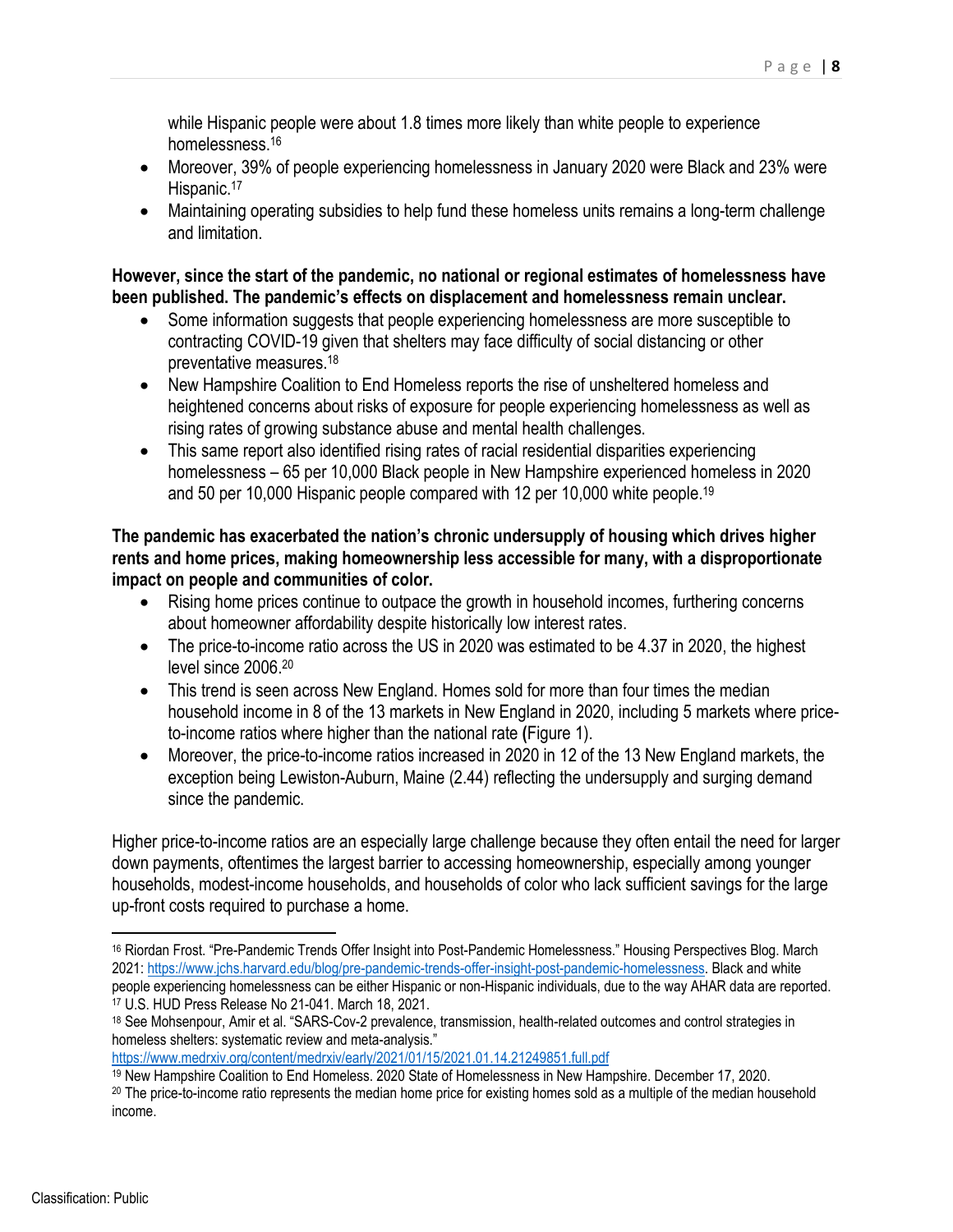while Hispanic people were about 1.8 times more likely than white people to experience homelessness.[16]

- Moreover, 39% of people experiencing homelessness in January 2020 were Black and 23% were Hispanic.[17]
- Maintaining operating subsidies to help fund these homeless units remains a long-term challenge and limitation.

**However, since the start of the pandemic, no national or regional estimates of homelessness have been published. The pandemic's effects on displacement and homelessness remain unclear.**

- Some information suggests that people experiencing homelessness are more susceptible to contracting COVID-19 given that shelters may face difficulty of social distancing or other preventative measures.[18]
- New Hampshire Coalition to End Homeless reports the rise of unsheltered homeless and heightened concerns about risks of exposure for people experiencing homelessness as well as rising rates of growing substance abuse and mental health challenges.
- This same report also identified rising rates of racial residential disparities experiencing homelessness – 65 per 10,000 Black people in New Hampshire experienced homeless in 2020 and 50 per 10,000 Hispanic people compared with 12 per 10,000 white people.[19]

**The pandemic has exacerbated the nation's chronic undersupply of housing which drives higher rents and home prices, making homeownership less accessible for many, with a disproportionate impact on people and communities of color.**

- Rising home prices continue to outpace the growth in household incomes, furthering concerns about homeowner affordability despite historically low interest rates.
- The price-to-income ratio across the US in 2020 was estimated to be 4.37 in 2020, the highest level since 2006.[20]
- This trend is seen across New England. Homes sold for more than four times the median household income in 8 of the 13 markets in New England in 2020, including 5 markets where price-to-income ratios where higher than the national rate (Figure 1).
- Moreover, the price-to-income ratios increased in 2020 in 12 of the 13 New England markets, the exception being Lewiston-Auburn, Maine (2.44) reflecting the undersupply and surging demand since the pandemic.

Higher price-to-income ratios are an especially large challenge because they often entail the need for larger down payments, oftentimes the largest barrier to accessing homeownership, especially among younger households, modest-income households, and households of color who lack sufficient savings for the large up-front costs required to purchase a home.

---

[16] Riordan Frost. "Pre-Pandemic Trends Offer Insight into Post-Pandemic Homelessness." Housing Perspectives Blog. March 2021: https://www.jchs.harvard.edu/blog/pre-pandemic-trends-offer-insight-post-pandemic-homelessness. Black and white people experiencing homelessness can be either Hispanic or non-Hispanic individuals, due to the way AHAR data are reported.

[17] U.S. HUD Press Release No 21-041. March 18, 2021.

[18] See Mohsenpour, Amir et al. "SARS-Cov-2 prevalence, transmission, health-related outcomes and control strategies in homeless shelters: systematic review and meta-analysis." https://www.medrxiv.org/content/medrxiv/early/2021/01/15/2021.01.14.21249851.full.pdf

[19] New Hampshire Coalition to End Homeless. 2020 State of Homelessness in New Hampshire. December 17, 2020.

[20] The price-to-income ratio represents the median home price for existing homes sold as a multiple of the median household income.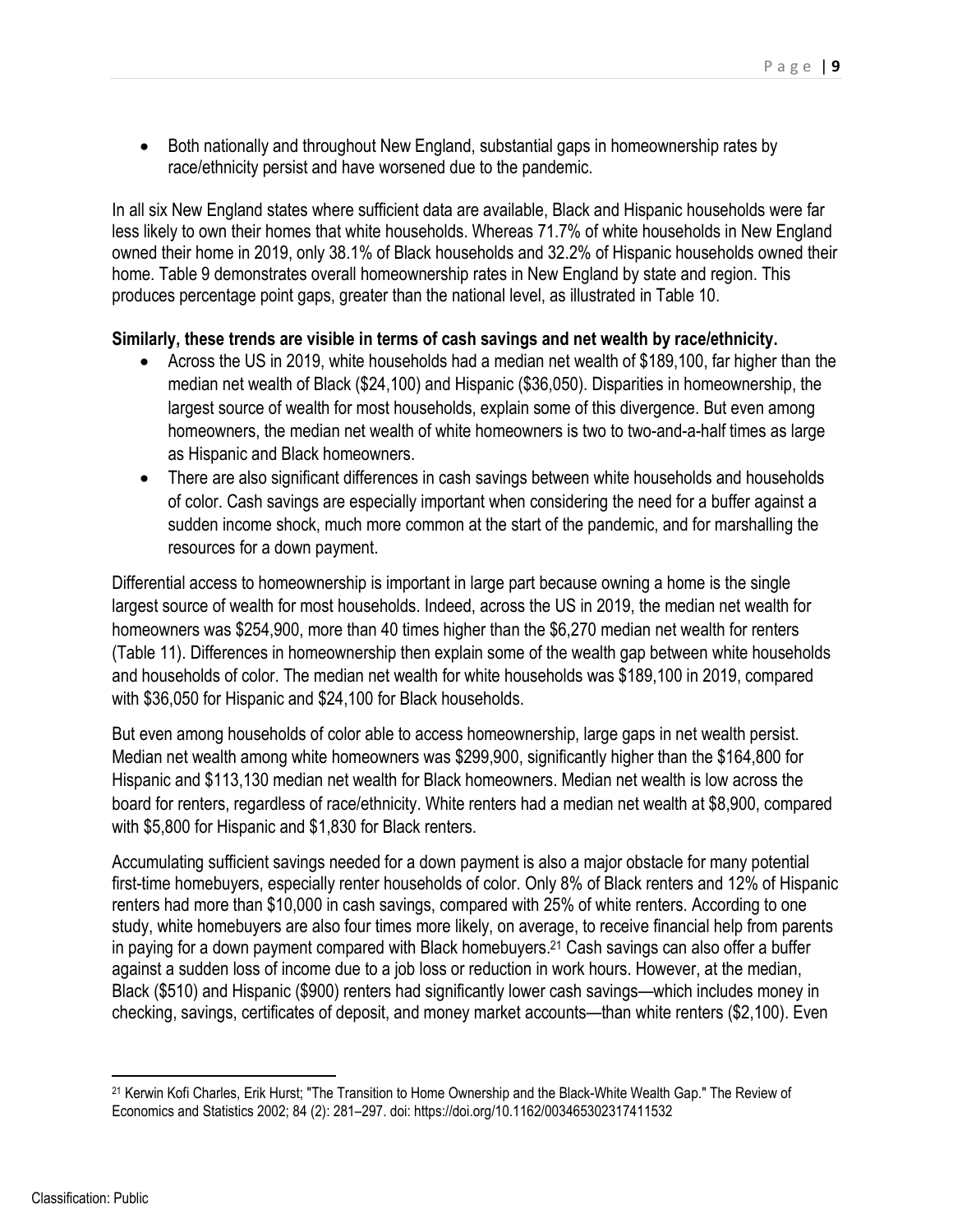- Both nationally and throughout New England, substantial gaps in homeownership rates by race/ethnicity persist and have worsened due to the pandemic.

In all six New England states where sufficient data are available, Black and Hispanic households were far less likely to own their homes that white households. Whereas 71.7% of white households in New England owned their home in 2019, only 38.1% of Black households and 32.2% of Hispanic households owned their home. Table 9 demonstrates overall homeownership rates in New England by state and region. This produces percentage point gaps, greater than the national level, as illustrated in Table 10.

**Similarly, these trends are visible in terms of cash savings and net wealth by race/ethnicity.**

- Across the US in 2019, white households had a median net wealth of $189,100, far higher than the median net wealth of Black ($24,100) and Hispanic ($36,050). Disparities in homeownership, the largest source of wealth for most households, explain some of this divergence. But even among homeowners, the median net wealth of white homeowners is two to two-and-a-half times as large as Hispanic and Black homeowners.
- There are also significant differences in cash savings between white households and households of color. Cash savings are especially important when considering the need for a buffer against a sudden income shock, much more common at the start of the pandemic, and for marshalling the resources for a down payment.

Differential access to homeownership is important in large part because owning a home is the single largest source of wealth for most households. Indeed, across the US in 2019, the median net wealth for homeowners was $254,900, more than 40 times higher than the $6,270 median net wealth for renters (Table 11). Differences in homeownership then explain some of the wealth gap between white households and households of color. The median net wealth for white households was $189,100 in 2019, compared with $36,050 for Hispanic and $24,100 for Black households.

But even among households of color able to access homeownership, large gaps in net wealth persist. Median net wealth among white homeowners was $299,900, significantly higher than the $164,800 for Hispanic and $113,130 median net wealth for Black homeowners. Median net wealth is low across the board for renters, regardless of race/ethnicity. White renters had a median net wealth at $8,900, compared with $5,800 for Hispanic and $1,830 for Black renters.

Accumulating sufficient savings needed for a down payment is also a major obstacle for many potential first-time homebuyers, especially renter households of color. Only 8% of Black renters and 12% of Hispanic renters had more than $10,000 in cash savings, compared with 25% of white renters. According to one study, white homebuyers are also four times more likely, on average, to receive financial help from parents in paying for a down payment compared with Black homebuyers.[21] Cash savings can also offer a buffer against a sudden loss of income due to a job loss or reduction in work hours. However, at the median, Black ($510) and Hispanic ($900) renters had significantly lower cash savings—which includes money in checking, savings, certificates of deposit, and money market accounts—than white renters ($2,100). Even

[21] Kerwin Kofi Charles, Erik Hurst; "The Transition to Home Ownership and the Black-White Wealth Gap." The Review of Economics and Statistics 2002; 84 (2): 281–297. doi: https://doi.org/10.1162/003465302317411532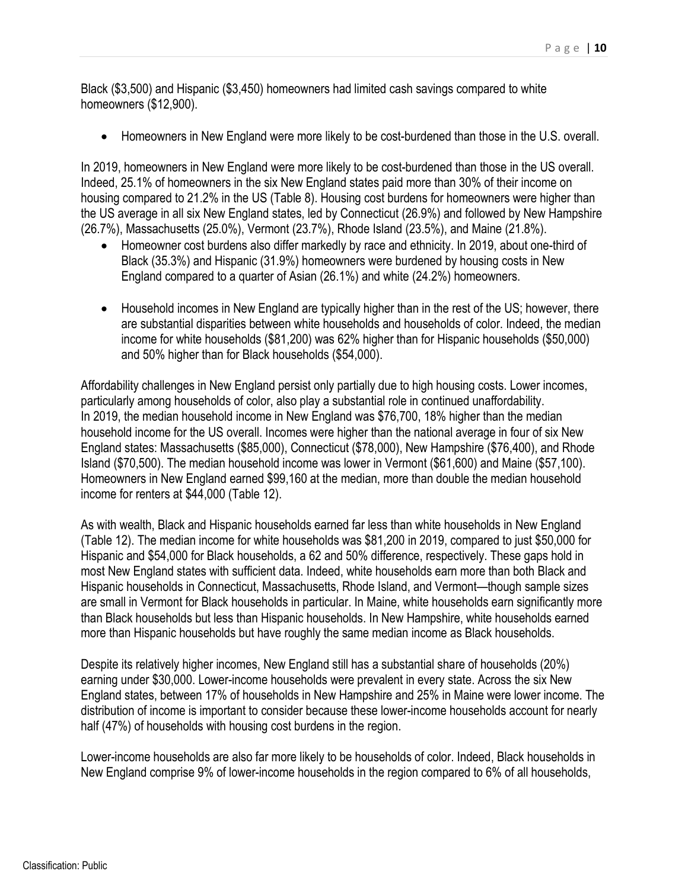Black ($3,500) and Hispanic ($3,450) homeowners had limited cash savings compared to white homeowners ($12,900).

- Homeowners in New England were more likely to be cost-burdened than those in the U.S. overall.

In 2019, homeowners in New England were more likely to be cost-burdened than those in the US overall. Indeed, 25.1% of homeowners in the six New England states paid more than 30% of their income on housing compared to 21.2% in the US (Table 8). Housing cost burdens for homeowners were higher than the US average in all six New England states, led by Connecticut (26.9%) and followed by New Hampshire (26.7%), Massachusetts (25.0%), Vermont (23.7%), Rhode Island (23.5%), and Maine (21.8%).

- Homeowner cost burdens also differ markedly by race and ethnicity. In 2019, about one-third of Black (35.3%) and Hispanic (31.9%) homeowners were burdened by housing costs in New England compared to a quarter of Asian (26.1%) and white (24.2%) homeowners.

- Household incomes in New England are typically higher than in the rest of the US; however, there are substantial disparities between white households and households of color. Indeed, the median income for white households ($81,200) was 62% higher than for Hispanic households ($50,000) and 50% higher than for Black households ($54,000).

Affordability challenges in New England persist only partially due to high housing costs. Lower incomes, particularly among households of color, also play a substantial role in continued unaffordability. In 2019, the median household income in New England was $76,700, 18% higher than the median household income for the US overall. Incomes were higher than the national average in four of six New England states: Massachusetts ($85,000), Connecticut ($78,000), New Hampshire ($76,400), and Rhode Island ($70,500). The median household income was lower in Vermont ($61,600) and Maine ($57,100). Homeowners in New England earned $99,160 at the median, more than double the median household income for renters at $44,000 (Table 12).

As with wealth, Black and Hispanic households earned far less than white households in New England (Table 12). The median income for white households was $81,200 in 2019, compared to just $50,000 for Hispanic and $54,000 for Black households, a 62 and 50% difference, respectively. These gaps hold in most New England states with sufficient data. Indeed, white households earn more than both Black and Hispanic households in Connecticut, Massachusetts, Rhode Island, and Vermont—though sample sizes are small in Vermont for Black households in particular. In Maine, white households earn significantly more than Black households but less than Hispanic households. In New Hampshire, white households earned more than Hispanic households but have roughly the same median income as Black households.

Despite its relatively higher incomes, New England still has a substantial share of households (20%) earning under $30,000. Lower-income households were prevalent in every state. Across the six New England states, between 17% of households in New Hampshire and 25% in Maine were lower income. The distribution of income is important to consider because these lower-income households account for nearly half (47%) of households with housing cost burdens in the region.

Lower-income households are also far more likely to be households of color. Indeed, Black households in New England comprise 9% of lower-income households in the region compared to 6% of all households,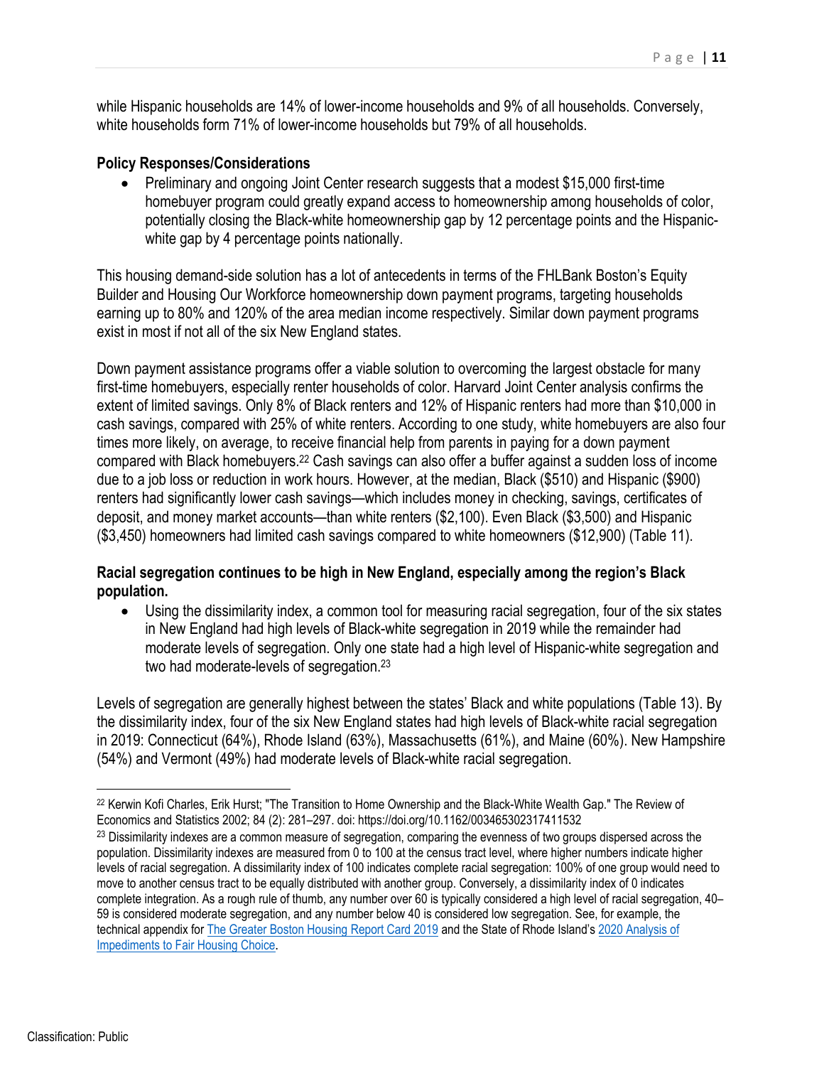while Hispanic households are 14% of lower-income households and 9% of all households. Conversely, white households form 71% of lower-income households but 79% of all households.

**Policy Responses/Considerations**

- Preliminary and ongoing Joint Center research suggests that a modest $15,000 first-time homebuyer program could greatly expand access to homeownership among households of color, potentially closing the Black-white homeownership gap by 12 percentage points and the Hispanic-white gap by 4 percentage points nationally.

This housing demand-side solution has a lot of antecedents in terms of the FHLBank Boston's Equity Builder and Housing Our Workforce homeownership down payment programs, targeting households earning up to 80% and 120% of the area median income respectively. Similar down payment programs exist in most if not all of the six New England states.

Down payment assistance programs offer a viable solution to overcoming the largest obstacle for many first-time homebuyers, especially renter households of color. Harvard Joint Center analysis confirms the extent of limited savings. Only 8% of Black renters and 12% of Hispanic renters had more than $10,000 in cash savings, compared with 25% of white renters. According to one study, white homebuyers are also four times more likely, on average, to receive financial help from parents in paying for a down payment compared with Black homebuyers.[22] Cash savings can also offer a buffer against a sudden loss of income due to a job loss or reduction in work hours. However, at the median, Black ($510) and Hispanic ($900) renters had significantly lower cash savings—which includes money in checking, savings, certificates of deposit, and money market accounts—than white renters ($2,100). Even Black ($3,500) and Hispanic ($3,450) homeowners had limited cash savings compared to white homeowners ($12,900) (Table 11).

**Racial segregation continues to be high in New England, especially among the region's Black population.**

- Using the dissimilarity index, a common tool for measuring racial segregation, four of the six states in New England had high levels of Black-white segregation in 2019 while the remainder had moderate levels of segregation. Only one state had a high level of Hispanic-white segregation and two had moderate-levels of segregation.[23]

Levels of segregation are generally highest between the states' Black and white populations (Table 13). By the dissimilarity index, four of the six New England states had high levels of Black-white racial segregation in 2019: Connecticut (64%), Rhode Island (63%), Massachusetts (61%), and Maine (60%). New Hampshire (54%) and Vermont (49%) had moderate levels of Black-white racial segregation.

---

[22] Kerwin Kofi Charles, Erik Hurst; "The Transition to Home Ownership and the Black-White Wealth Gap." The Review of Economics and Statistics 2002; 84 (2): 281–297. doi: https://doi.org/10.1162/003465302317411532

[23] Dissimilarity indexes are a common measure of segregation, comparing the evenness of two groups dispersed across the population. Dissimilarity indexes are measured from 0 to 100 at the census tract level, where higher numbers indicate higher levels of racial segregation. A dissimilarity index of 100 indicates complete racial segregation: 100% of one group would need to move to another census tract to be equally distributed with another group. Conversely, a dissimilarity index of 0 indicates complete integration. As a rough rule of thumb, any number over 60 is typically considered a high level of racial segregation, 40–59 is considered moderate segregation, and any number below 40 is considered low segregation. See, for example, the technical appendix for The Greater Boston Housing Report Card 2019 and the State of Rhode Island's 2020 Analysis of Impediments to Fair Housing Choice.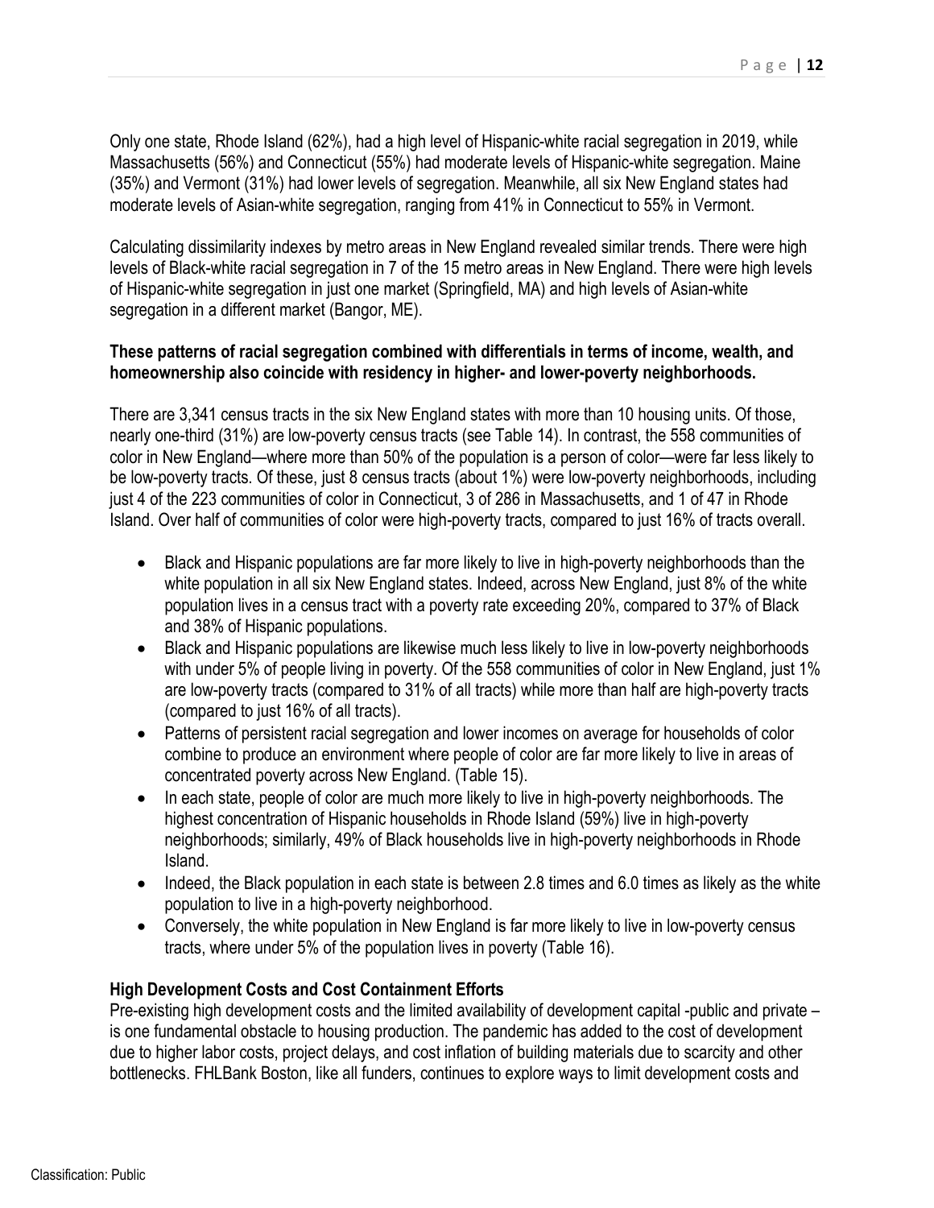Only one state, Rhode Island (62%), had a high level of Hispanic-white racial segregation in 2019, while Massachusetts (56%) and Connecticut (55%) had moderate levels of Hispanic-white segregation. Maine (35%) and Vermont (31%) had lower levels of segregation. Meanwhile, all six New England states had moderate levels of Asian-white segregation, ranging from 41% in Connecticut to 55% in Vermont.

Calculating dissimilarity indexes by metro areas in New England revealed similar trends. There were high levels of Black-white racial segregation in 7 of the 15 metro areas in New England. There were high levels of Hispanic-white segregation in just one market (Springfield, MA) and high levels of Asian-white segregation in a different market (Bangor, ME).

**These patterns of racial segregation combined with differentials in terms of income, wealth, and homeownership also coincide with residency in higher- and lower-poverty neighborhoods.**

There are 3,341 census tracts in the six New England states with more than 10 housing units. Of those, nearly one-third (31%) are low-poverty census tracts (see Table 14). In contrast, the 558 communities of color in New England—where more than 50% of the population is a person of color—were far less likely to be low-poverty tracts. Of these, just 8 census tracts (about 1%) were low-poverty neighborhoods, including just 4 of the 223 communities of color in Connecticut, 3 of 286 in Massachusetts, and 1 of 47 in Rhode Island. Over half of communities of color were high-poverty tracts, compared to just 16% of tracts overall.

- Black and Hispanic populations are far more likely to live in high-poverty neighborhoods than the white population in all six New England states. Indeed, across New England, just 8% of the white population lives in a census tract with a poverty rate exceeding 20%, compared to 37% of Black and 38% of Hispanic populations.
- Black and Hispanic populations are likewise much less likely to live in low-poverty neighborhoods with under 5% of people living in poverty. Of the 558 communities of color in New England, just 1% are low-poverty tracts (compared to 31% of all tracts) while more than half are high-poverty tracts (compared to just 16% of all tracts).
- Patterns of persistent racial segregation and lower incomes on average for households of color combine to produce an environment where people of color are far more likely to live in areas of concentrated poverty across New England. (Table 15).
- In each state, people of color are much more likely to live in high-poverty neighborhoods. The highest concentration of Hispanic households in Rhode Island (59%) live in high-poverty neighborhoods; similarly, 49% of Black households live in high-poverty neighborhoods in Rhode Island.
- Indeed, the Black population in each state is between 2.8 times and 6.0 times as likely as the white population to live in a high-poverty neighborhood.
- Conversely, the white population in New England is far more likely to live in low-poverty census tracts, where under 5% of the population lives in poverty (Table 16).

**High Development Costs and Cost Containment Efforts**

Pre-existing high development costs and the limited availability of development capital -public and private – is one fundamental obstacle to housing production. The pandemic has added to the cost of development due to higher labor costs, project delays, and cost inflation of building materials due to scarcity and other bottlenecks. FHLBank Boston, like all funders, continues to explore ways to limit development costs and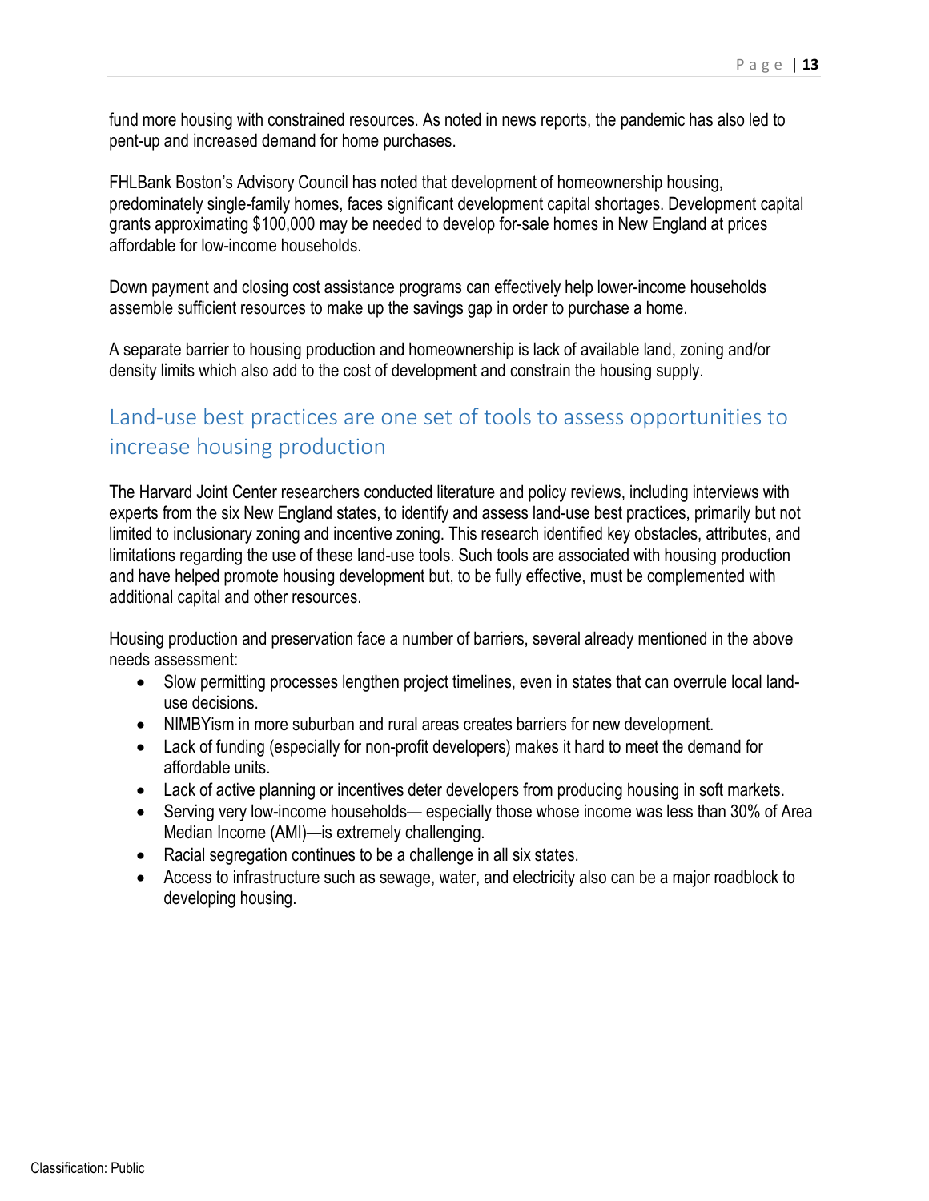fund more housing with constrained resources. As noted in news reports, the pandemic has also led to pent-up and increased demand for home purchases.

FHLBank Boston's Advisory Council has noted that development of homeownership housing, predominately single-family homes, faces significant development capital shortages. Development capital grants approximating $100,000 may be needed to develop for-sale homes in New England at prices affordable for low-income households.

Down payment and closing cost assistance programs can effectively help lower-income households assemble sufficient resources to make up the savings gap in order to purchase a home.

A separate barrier to housing production and homeownership is lack of available land, zoning and/or density limits which also add to the cost of development and constrain the housing supply.

## Land-use best practices are one set of tools to assess opportunities to increase housing production

The Harvard Joint Center researchers conducted literature and policy reviews, including interviews with experts from the six New England states, to identify and assess land-use best practices, primarily but not limited to inclusionary zoning and incentive zoning. This research identified key obstacles, attributes, and limitations regarding the use of these land-use tools. Such tools are associated with housing production and have helped promote housing development but, to be fully effective, must be complemented with additional capital and other resources.

Housing production and preservation face a number of barriers, several already mentioned in the above needs assessment:

- Slow permitting processes lengthen project timelines, even in states that can overrule local land-use decisions.
- NIMBYism in more suburban and rural areas creates barriers for new development.
- Lack of funding (especially for non-profit developers) makes it hard to meet the demand for affordable units.
- Lack of active planning or incentives deter developers from producing housing in soft markets.
- Serving very low-income households— especially those whose income was less than 30% of Area Median Income (AMI)—is extremely challenging.
- Racial segregation continues to be a challenge in all six states.
- Access to infrastructure such as sewage, water, and electricity also can be a major roadblock to developing housing.

Classification: Public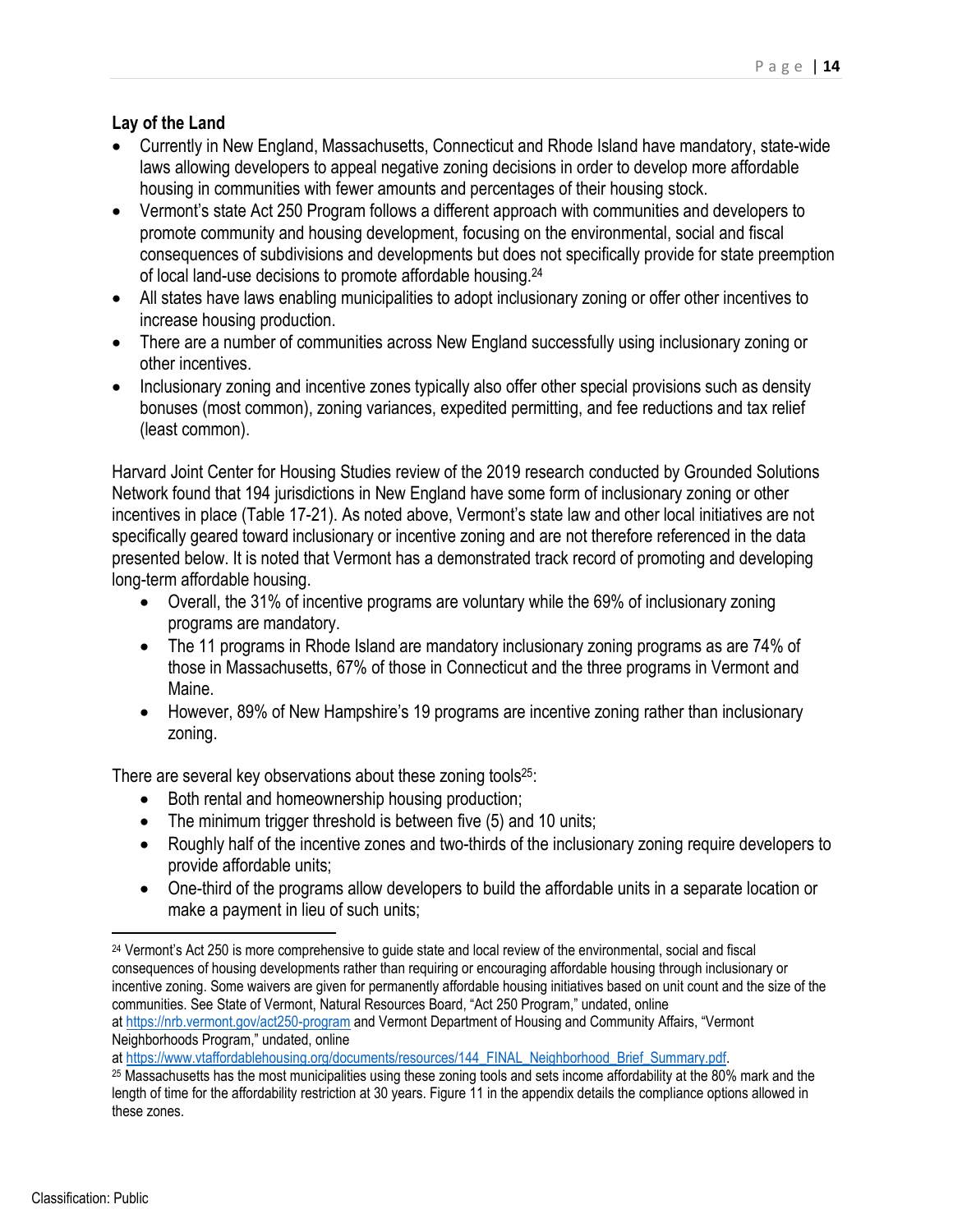**Lay of the Land**

- Currently in New England, Massachusetts, Connecticut and Rhode Island have mandatory, state-wide laws allowing developers to appeal negative zoning decisions in order to develop more affordable housing in communities with fewer amounts and percentages of their housing stock.
- Vermont's state Act 250 Program follows a different approach with communities and developers to promote community and housing development, focusing on the environmental, social and fiscal consequences of subdivisions and developments but does not specifically provide for state preemption of local land-use decisions to promote affordable housing.[24]
- All states have laws enabling municipalities to adopt inclusionary zoning or offer other incentives to increase housing production.
- There are a number of communities across New England successfully using inclusionary zoning or other incentives.
- Inclusionary zoning and incentive zones typically also offer other special provisions such as density bonuses (most common), zoning variances, expedited permitting, and fee reductions and tax relief (least common).

Harvard Joint Center for Housing Studies review of the 2019 research conducted by Grounded Solutions Network found that 194 jurisdictions in New England have some form of inclusionary zoning or other incentives in place (Table 17-21). As noted above, Vermont's state law and other local initiatives are not specifically geared toward inclusionary or incentive zoning and are not therefore referenced in the data presented below. It is noted that Vermont has a demonstrated track record of promoting and developing long-term affordable housing.

- Overall, the 31% of incentive programs are voluntary while the 69% of inclusionary zoning programs are mandatory.
- The 11 programs in Rhode Island are mandatory inclusionary zoning programs as are 74% of those in Massachusetts, 67% of those in Connecticut and the three programs in Vermont and Maine.
- However, 89% of New Hampshire's 19 programs are incentive zoning rather than inclusionary zoning.

There are several key observations about these zoning tools[25]:

- Both rental and homeownership housing production;
- The minimum trigger threshold is between five (5) and 10 units;
- Roughly half of the incentive zones and two-thirds of the inclusionary zoning require developers to provide affordable units;
- One-third of the programs allow developers to build the affordable units in a separate location or make a payment in lieu of such units;

---

[24] Vermont's Act 250 is more comprehensive to guide state and local review of the environmental, social and fiscal consequences of housing developments rather than requiring or encouraging affordable housing through inclusionary or incentive zoning. Some waivers are given for permanently affordable housing initiatives based on unit count and the size of the communities. See State of Vermont, Natural Resources Board, "Act 250 Program," undated, online at https://nrb.vermont.gov/act250-program and Vermont Department of Housing and Community Affairs, "Vermont Neighborhoods Program," undated, online at https://www.vtaffordablehousing.org/documents/resources/144_FINAL_Neighborhood_Brief_Summary.pdf.

[25] Massachusetts has the most municipalities using these zoning tools and sets income affordability at the 80% mark and the length of time for the affordability restriction at 30 years. Figure 11 in the appendix details the compliance options allowed in these zones.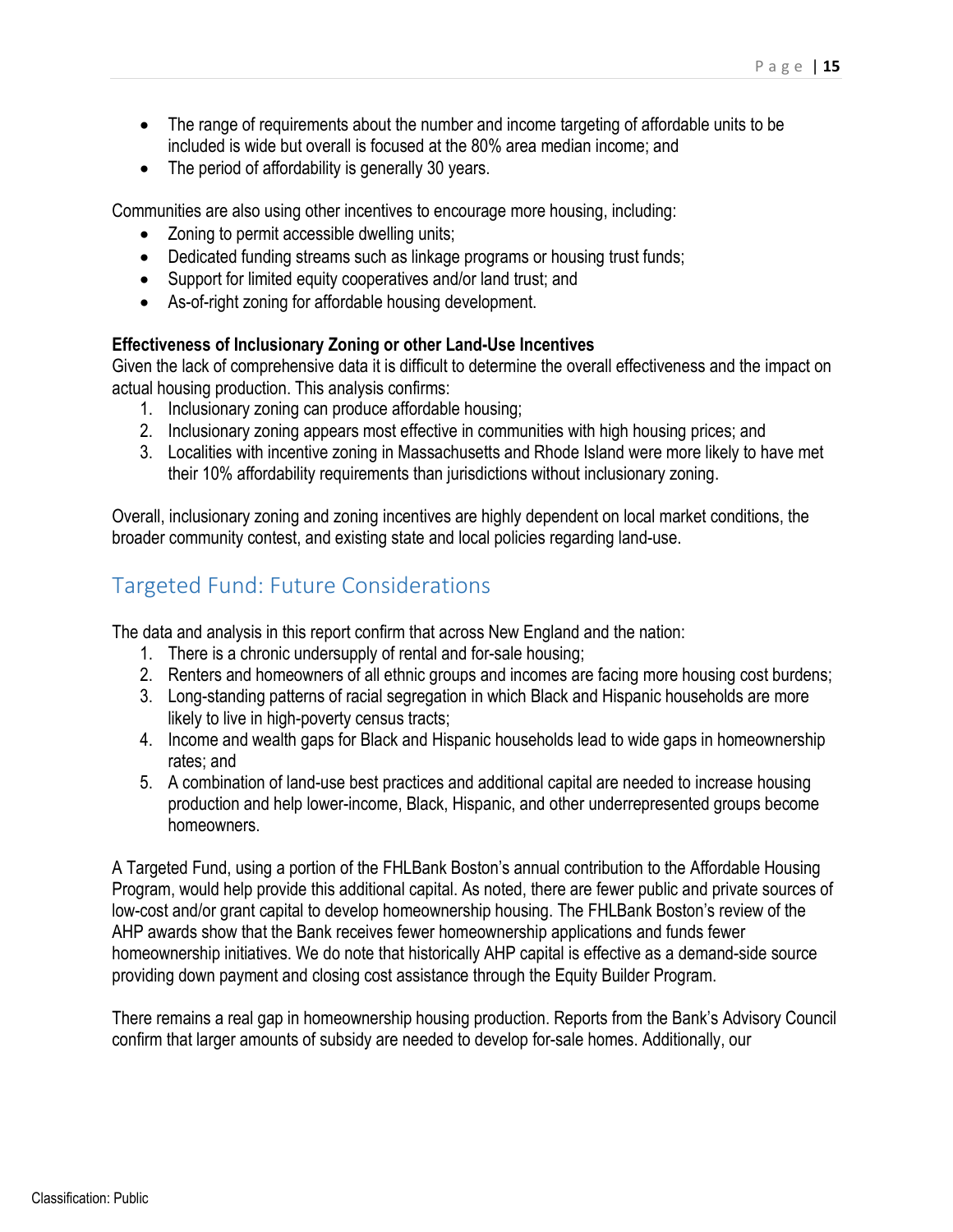- The range of requirements about the number and income targeting of affordable units to be included is wide but overall is focused at the 80% area median income; and
- The period of affordability is generally 30 years.

Communities are also using other incentives to encourage more housing, including:

- Zoning to permit accessible dwelling units;
- Dedicated funding streams such as linkage programs or housing trust funds;
- Support for limited equity cooperatives and/or land trust; and
- As-of-right zoning for affordable housing development.

**Effectiveness of Inclusionary Zoning or other Land-Use Incentives**
Given the lack of comprehensive data it is difficult to determine the overall effectiveness and the impact on actual housing production. This analysis confirms:

1. Inclusionary zoning can produce affordable housing;
2. Inclusionary zoning appears most effective in communities with high housing prices; and
3. Localities with incentive zoning in Massachusetts and Rhode Island were more likely to have met their 10% affordability requirements than jurisdictions without inclusionary zoning.

Overall, inclusionary zoning and zoning incentives are highly dependent on local market conditions, the broader community contest, and existing state and local policies regarding land-use.

## Targeted Fund: Future Considerations

The data and analysis in this report confirm that across New England and the nation:

1. There is a chronic undersupply of rental and for-sale housing;
2. Renters and homeowners of all ethnic groups and incomes are facing more housing cost burdens;
3. Long-standing patterns of racial segregation in which Black and Hispanic households are more likely to live in high-poverty census tracts;
4. Income and wealth gaps for Black and Hispanic households lead to wide gaps in homeownership rates; and
5. A combination of land-use best practices and additional capital are needed to increase housing production and help lower-income, Black, Hispanic, and other underrepresented groups become homeowners.

A Targeted Fund, using a portion of the FHLBank Boston's annual contribution to the Affordable Housing Program, would help provide this additional capital. As noted, there are fewer public and private sources of low-cost and/or grant capital to develop homeownership housing. The FHLBank Boston's review of the AHP awards show that the Bank receives fewer homeownership applications and funds fewer homeownership initiatives. We do note that historically AHP capital is effective as a demand-side source providing down payment and closing cost assistance through the Equity Builder Program.

There remains a real gap in homeownership housing production. Reports from the Bank's Advisory Council confirm that larger amounts of subsidy are needed to develop for-sale homes. Additionally, our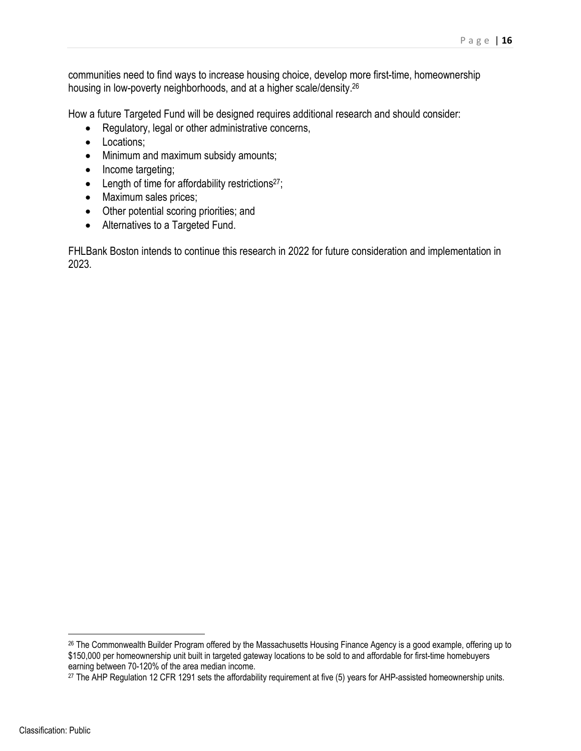communities need to find ways to increase housing choice, develop more first-time, homeownership housing in low-poverty neighborhoods, and at a higher scale/density.[26]

How a future Targeted Fund will be designed requires additional research and should consider:

- Regulatory, legal or other administrative concerns,
- Locations;
- Minimum and maximum subsidy amounts;
- Income targeting;
- Length of time for affordability restrictions[27];
- Maximum sales prices;
- Other potential scoring priorities; and
- Alternatives to a Targeted Fund.

FHLBank Boston intends to continue this research in 2022 for future consideration and implementation in 2023.

---

[26] The Commonwealth Builder Program offered by the Massachusetts Housing Finance Agency is a good example, offering up to $150,000 per homeownership unit built in targeted gateway locations to be sold to and affordable for first-time homebuyers earning between 70-120% of the area median income.

[27] The AHP Regulation 12 CFR 1291 sets the affordability requirement at five (5) years for AHP-assisted homeownership units.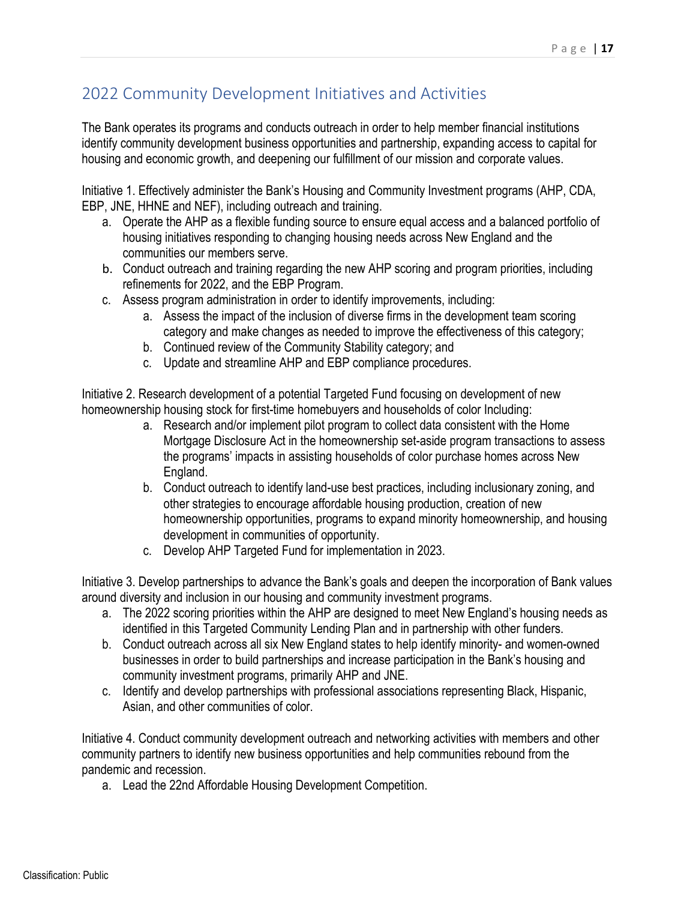## 2022 Community Development Initiatives and Activities

The Bank operates its programs and conducts outreach in order to help member financial institutions identify community development business opportunities and partnership, expanding access to capital for housing and economic growth, and deepening our fulfillment of our mission and corporate values.

Initiative 1. Effectively administer the Bank's Housing and Community Investment programs (AHP, CDA, EBP, JNE, HHNE and NEF), including outreach and training.

a. Operate the AHP as a flexible funding source to ensure equal access and a balanced portfolio of housing initiatives responding to changing housing needs across New England and the communities our members serve.
b. Conduct outreach and training regarding the new AHP scoring and program priorities, including refinements for 2022, and the EBP Program.
c. Assess program administration in order to identify improvements, including:
    a. Assess the impact of the inclusion of diverse firms in the development team scoring category and make changes as needed to improve the effectiveness of this category;
    b. Continued review of the Community Stability category; and
    c. Update and streamline AHP and EBP compliance procedures.

Initiative 2. Research development of a potential Targeted Fund focusing on development of new homeownership housing stock for first-time homebuyers and households of color Including:

a. Research and/or implement pilot program to collect data consistent with the Home Mortgage Disclosure Act in the homeownership set-aside program transactions to assess the programs' impacts in assisting households of color purchase homes across New England.
b. Conduct outreach to identify land-use best practices, including inclusionary zoning, and other strategies to encourage affordable housing production, creation of new homeownership opportunities, programs to expand minority homeownership, and housing development in communities of opportunity.
c. Develop AHP Targeted Fund for implementation in 2023.

Initiative 3. Develop partnerships to advance the Bank's goals and deepen the incorporation of Bank values around diversity and inclusion in our housing and community investment programs.

a. The 2022 scoring priorities within the AHP are designed to meet New England's housing needs as identified in this Targeted Community Lending Plan and in partnership with other funders.
b. Conduct outreach across all six New England states to help identify minority- and women-owned businesses in order to build partnerships and increase participation in the Bank's housing and community investment programs, primarily AHP and JNE.
c. Identify and develop partnerships with professional associations representing Black, Hispanic, Asian, and other communities of color.

Initiative 4. Conduct community development outreach and networking activities with members and other community partners to identify new business opportunities and help communities rebound from the pandemic and recession.

a. Lead the 22nd Affordable Housing Development Competition.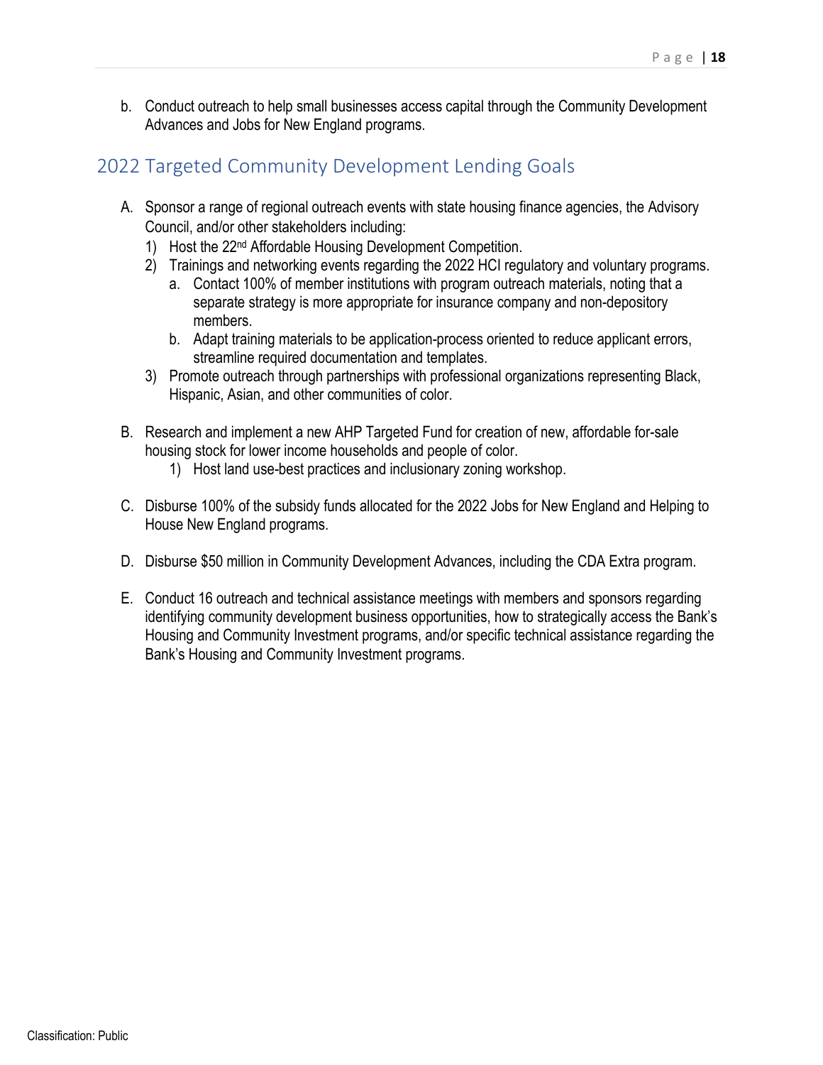b. Conduct outreach to help small businesses access capital through the Community Development Advances and Jobs for New England programs.

## 2022 Targeted Community Development Lending Goals

A. Sponsor a range of regional outreach events with state housing finance agencies, the Advisory Council, and/or other stakeholders including:
   1) Host the 22nd Affordable Housing Development Competition.
   2) Trainings and networking events regarding the 2022 HCI regulatory and voluntary programs.
      a. Contact 100% of member institutions with program outreach materials, noting that a separate strategy is more appropriate for insurance company and non-depository members.
      b. Adapt training materials to be application-process oriented to reduce applicant errors, streamline required documentation and templates.
   3) Promote outreach through partnerships with professional organizations representing Black, Hispanic, Asian, and other communities of color.

B. Research and implement a new AHP Targeted Fund for creation of new, affordable for-sale housing stock for lower income households and people of color.
   1) Host land use-best practices and inclusionary zoning workshop.

C. Disburse 100% of the subsidy funds allocated for the 2022 Jobs for New England and Helping to House New England programs.

D. Disburse $50 million in Community Development Advances, including the CDA Extra program.

E. Conduct 16 outreach and technical assistance meetings with members and sponsors regarding identifying community development business opportunities, how to strategically access the Bank's Housing and Community Investment programs, and/or specific technical assistance regarding the Bank's Housing and Community Investment programs.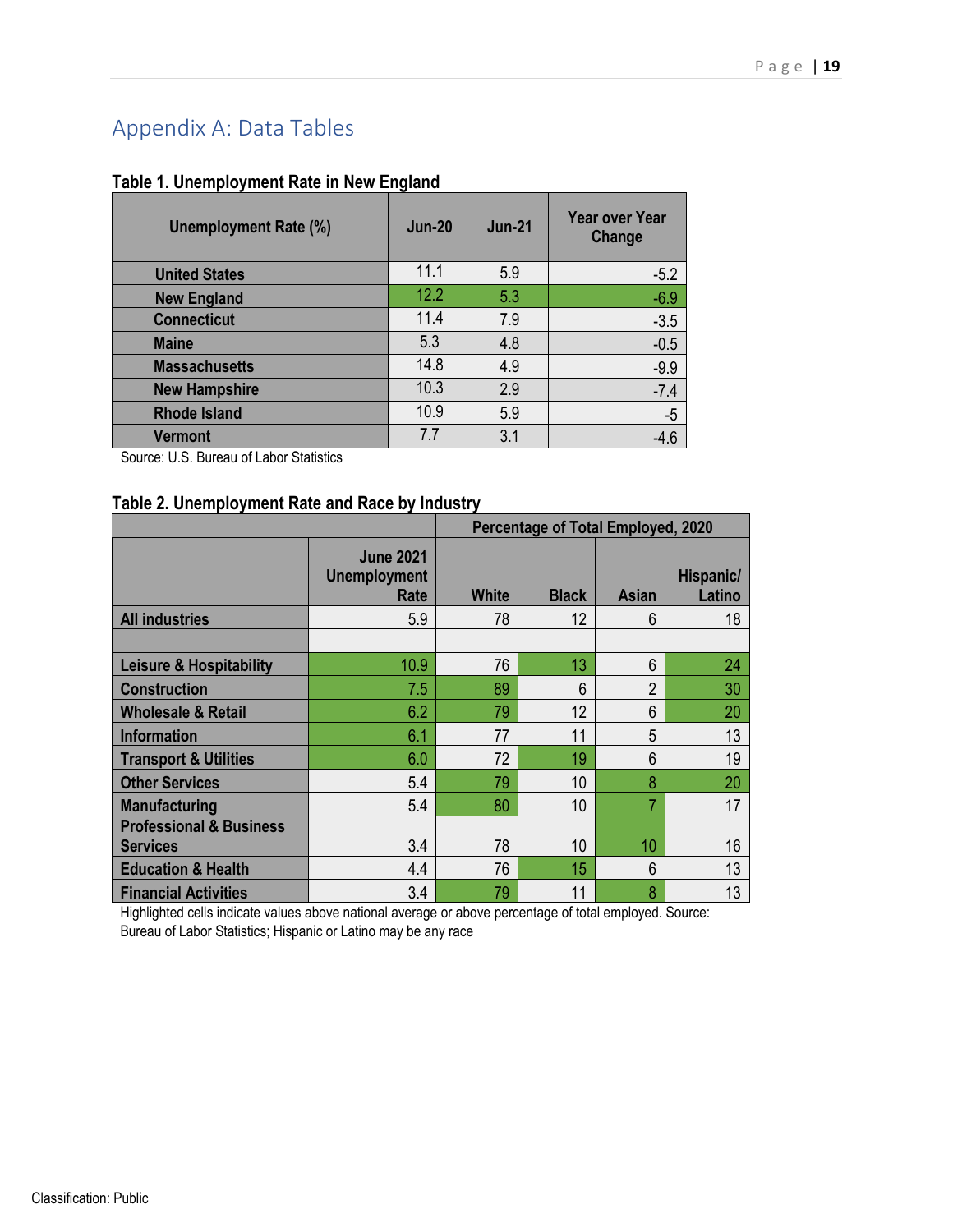# Appendix A: Data Tables

**Table 1. Unemployment Rate in New England**

| Unemployment Rate (%) | Jun-20 | Jun-21 | Year over Year Change |
|---|---|---|---|
| United States | 11.1 | 5.9 | -5.2 |
| New England | 12.2 | 5.3 | -6.9 |
| Connecticut | 11.4 | 7.9 | -3.5 |
| Maine | 5.3 | 4.8 | -0.5 |
| Massachusetts | 14.8 | 4.9 | -9.9 |
| New Hampshire | 10.3 | 2.9 | -7.4 |
| Rhode Island | 10.9 | 5.9 | -5 |
| Vermont | 7.7 | 3.1 | -4.6 |

Source: U.S. Bureau of Labor Statistics

**Table 2. Unemployment Rate and Race by Industry**

| | | Percentage of Total Employed, 2020 | | | |
|---|---|---|---|---|---|
| | June 2021 Unemployment Rate | White | Black | Asian | Hispanic/ Latino |
| All industries | 5.9 | 78 | 12 | 6 | 18 |
| | | | | | |
| Leisure & Hospitability | 10.9 | 76 | 13 | 6 | 24 |
| Construction | 7.5 | 89 | 6 | 2 | 30 |
| Wholesale & Retail | 6.2 | 79 | 12 | 6 | 20 |
| Information | 6.1 | 77 | 11 | 5 | 13 |
| Transport & Utilities | 6.0 | 72 | 19 | 6 | 19 |
| Other Services | 5.4 | 79 | 10 | 8 | 20 |
| Manufacturing | 5.4 | 80 | 10 | 7 | 17 |
| Professional & Business Services | 3.4 | 78 | 10 | 10 | 16 |
| Education & Health | 4.4 | 76 | 15 | 6 | 13 |
| Financial Activities | 3.4 | 79 | 11 | 8 | 13 |

Highlighted cells indicate values above national average or above percentage of total employed. Source: Bureau of Labor Statistics; Hispanic or Latino may be any race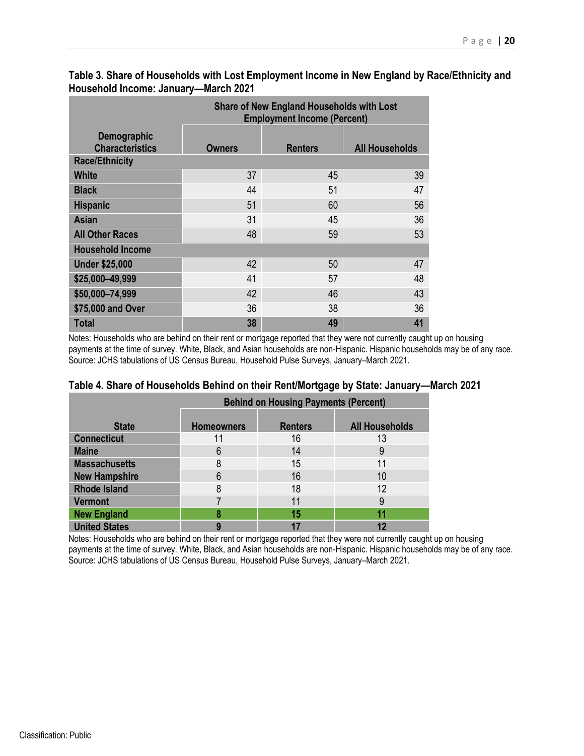**Table 3. Share of Households with Lost Employment Income in New England by Race/Ethnicity and Household Income: January—March 2021**

| Demographic Characteristics | Share of New England Households with Lost Employment Income (Percent) | | |
|---|---|---|---|
| | **Owners** | **Renters** | **All Households** |
| **Race/Ethnicity** | | | |
| **White** | 37 | 45 | 39 |
| **Black** | 44 | 51 | 47 |
| **Hispanic** | 51 | 60 | 56 |
| **Asian** | 31 | 45 | 36 |
| **All Other Races** | 48 | 59 | 53 |
| **Household Income** | | | |
| **Under $25,000** | 42 | 50 | 47 |
| **$25,000–49,999** | 41 | 57 | 48 |
| **$50,000–74,999** | 42 | 46 | 43 |
| **$75,000 and Over** | 36 | 38 | 36 |
| **Total** | **38** | **49** | **41** |

Notes: Households who are behind on their rent or mortgage reported that they were not currently caught up on housing payments at the time of survey. White, Black, and Asian households are non-Hispanic. Hispanic households may be of any race.
Source: JCHS tabulations of US Census Bureau, Household Pulse Surveys, January–March 2021.

**Table 4. Share of Households Behind on their Rent/Mortgage by State: January—March 2021**

| State | Behind on Housing Payments (Percent) | | |
|---|---|---|---|
| | **Homeowners** | **Renters** | **All Households** |
| **Connecticut** | 11 | 16 | 13 |
| **Maine** | 6 | 14 | 9 |
| **Massachusetts** | 8 | 15 | 11 |
| **New Hampshire** | 6 | 16 | 10 |
| **Rhode Island** | 8 | 18 | 12 |
| **Vermont** | 7 | 11 | 9 |
| **New England** | **8** | **15** | **11** |
| **United States** | **9** | **17** | **12** |

Notes: Households who are behind on their rent or mortgage reported that they were not currently caught up on housing payments at the time of survey. White, Black, and Asian households are non-Hispanic. Hispanic households may be of any race.
Source: JCHS tabulations of US Census Bureau, Household Pulse Surveys, January–March 2021.

Classification: Public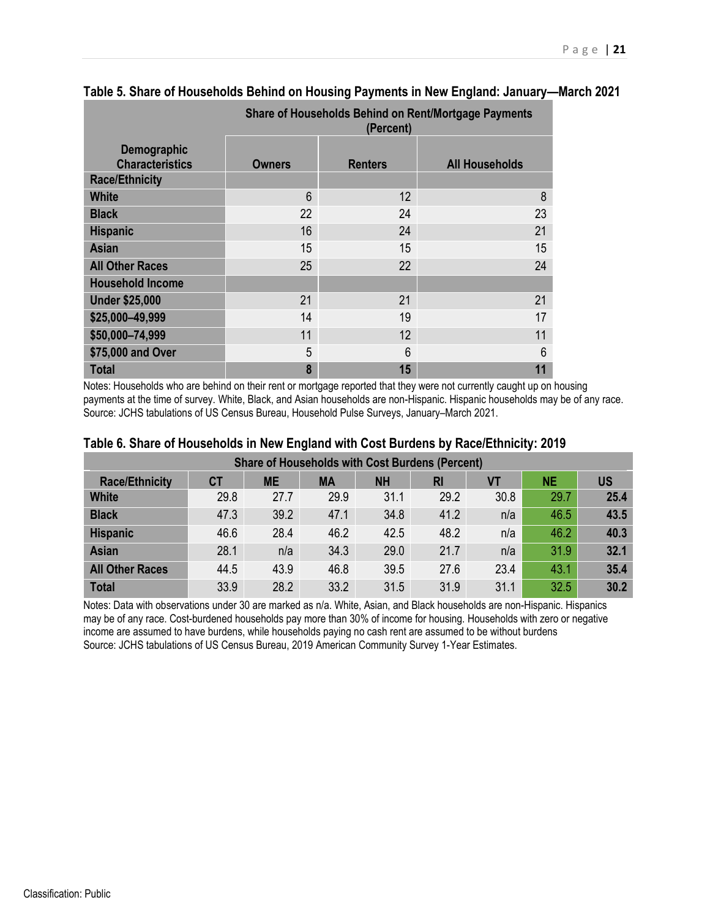**Table 5. Share of Households Behind on Housing Payments in New England: January—March 2021**

| Demographic Characteristics | Share of Households Behind on Rent/Mortgage Payments (Percent) | | |
|---|---|---|---|
| | **Owners** | **Renters** | **All Households** |
| **Race/Ethnicity** | | | |
| **White** | 6 | 12 | 8 |
| **Black** | 22 | 24 | 23 |
| **Hispanic** | 16 | 24 | 21 |
| **Asian** | 15 | 15 | 15 |
| **All Other Races** | 25 | 22 | 24 |
| **Household Income** | | | |
| **Under $25,000** | 21 | 21 | 21 |
| **$25,000–49,999** | 14 | 19 | 17 |
| **$50,000–74,999** | 11 | 12 | 11 |
| **$75,000 and Over** | 5 | 6 | 6 |
| **Total** | **8** | **15** | **11** |

Notes: Households who are behind on their rent or mortgage reported that they were not currently caught up on housing payments at the time of survey. White, Black, and Asian households are non-Hispanic. Hispanic households may be of any race.
Source: JCHS tabulations of US Census Bureau, Household Pulse Surveys, January–March 2021.

**Table 6. Share of Households in New England with Cost Burdens by Race/Ethnicity: 2019**

| Share of Households with Cost Burdens (Percent) | | | | | | | | |
|---|---|---|---|---|---|---|---|---|
| **Race/Ethnicity** | **CT** | **ME** | **MA** | **NH** | **RI** | **VT** | **NE** | **US** |
| **White** | 29.8 | 27.7 | 29.9 | 31.1 | 29.2 | 30.8 | 29.7 | **25.4** |
| **Black** | 47.3 | 39.2 | 47.1 | 34.8 | 41.2 | n/a | 46.5 | **43.5** |
| **Hispanic** | 46.6 | 28.4 | 46.2 | 42.5 | 48.2 | n/a | 46.2 | **40.3** |
| **Asian** | 28.1 | n/a | 34.3 | 29.0 | 21.7 | n/a | 31.9 | **32.1** |
| **All Other Races** | 44.5 | 43.9 | 46.8 | 39.5 | 27.6 | 23.4 | 43.1 | **35.4** |
| **Total** | 33.9 | 28.2 | 33.2 | 31.5 | 31.9 | 31.1 | 32.5 | **30.2** |

Notes: Data with observations under 30 are marked as n/a. White, Asian, and Black households are non-Hispanic. Hispanics may be of any race. Cost-burdened households pay more than 30% of income for housing. Households with zero or negative income are assumed to have burdens, while households paying no cash rent are assumed to be without burdens
Source: JCHS tabulations of US Census Bureau, 2019 American Community Survey 1-Year Estimates.

Classification: Public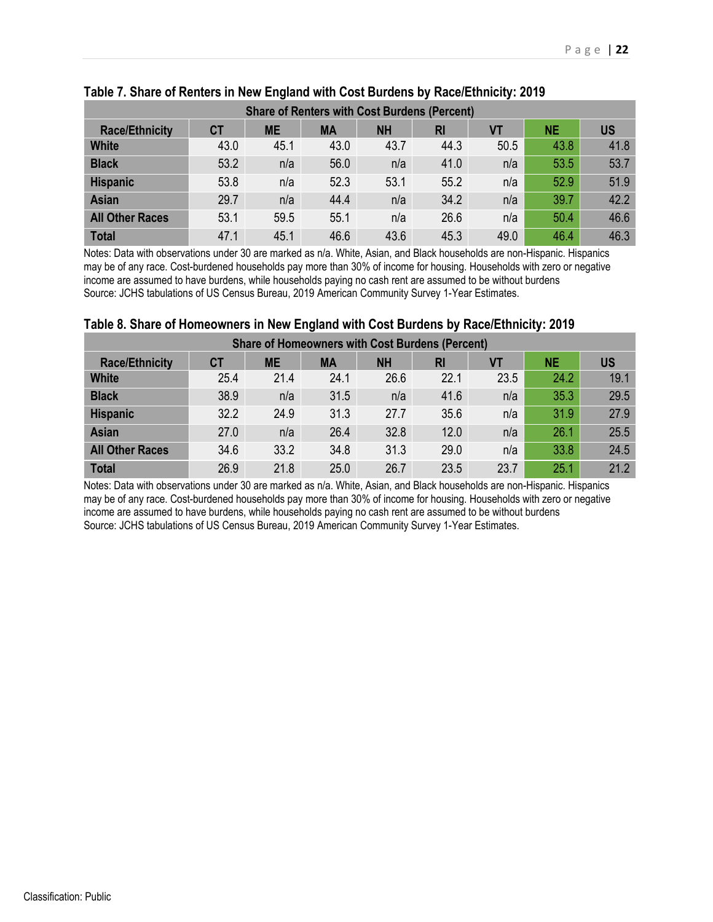### Table 7. Share of Renters in New England with Cost Burdens by Race/Ethnicity: 2019

| Share of Renters with Cost Burdens (Percent) | | | | | | | | |
|---|---|---|---|---|---|---|---|---|
| **Race/Ethnicity** | **CT** | **ME** | **MA** | **NH** | **RI** | **VT** | **NE** | **US** |
| **White** | 43.0 | 45.1 | 43.0 | 43.7 | 44.3 | 50.5 | 43.8 | 41.8 |
| **Black** | 53.2 | n/a | 56.0 | n/a | 41.0 | n/a | 53.5 | 53.7 |
| **Hispanic** | 53.8 | n/a | 52.3 | 53.1 | 55.2 | n/a | 52.9 | 51.9 |
| **Asian** | 29.7 | n/a | 44.4 | n/a | 34.2 | n/a | 39.7 | 42.2 |
| **All Other Races** | 53.1 | 59.5 | 55.1 | n/a | 26.6 | n/a | 50.4 | 46.6 |
| **Total** | 47.1 | 45.1 | 46.6 | 43.6 | 45.3 | 49.0 | 46.4 | 46.3 |

Notes: Data with observations under 30 are marked as n/a. White, Asian, and Black households are non-Hispanic. Hispanics may be of any race. Cost-burdened households pay more than 30% of income for housing. Households with zero or negative income are assumed to have burdens, while households paying no cash rent are assumed to be without burdens
Source: JCHS tabulations of US Census Bureau, 2019 American Community Survey 1-Year Estimates.

### Table 8. Share of Homeowners in New England with Cost Burdens by Race/Ethnicity: 2019

| Share of Homeowners with Cost Burdens (Percent) | | | | | | | | |
|---|---|---|---|---|---|---|---|---|
| **Race/Ethnicity** | **CT** | **ME** | **MA** | **NH** | **RI** | **VT** | **NE** | **US** |
| **White** | 25.4 | 21.4 | 24.1 | 26.6 | 22.1 | 23.5 | 24.2 | 19.1 |
| **Black** | 38.9 | n/a | 31.5 | n/a | 41.6 | n/a | 35.3 | 29.5 |
| **Hispanic** | 32.2 | 24.9 | 31.3 | 27.7 | 35.6 | n/a | 31.9 | 27.9 |
| **Asian** | 27.0 | n/a | 26.4 | 32.8 | 12.0 | n/a | 26.1 | 25.5 |
| **All Other Races** | 34.6 | 33.2 | 34.8 | 31.3 | 29.0 | n/a | 33.8 | 24.5 |
| **Total** | 26.9 | 21.8 | 25.0 | 26.7 | 23.5 | 23.7 | 25.1 | 21.2 |

Notes: Data with observations under 30 are marked as n/a. White, Asian, and Black households are non-Hispanic. Hispanics may be of any race. Cost-burdened households pay more than 30% of income for housing. Households with zero or negative income are assumed to have burdens, while households paying no cash rent are assumed to be without burdens
Source: JCHS tabulations of US Census Bureau, 2019 American Community Survey 1-Year Estimates.

Classification: Public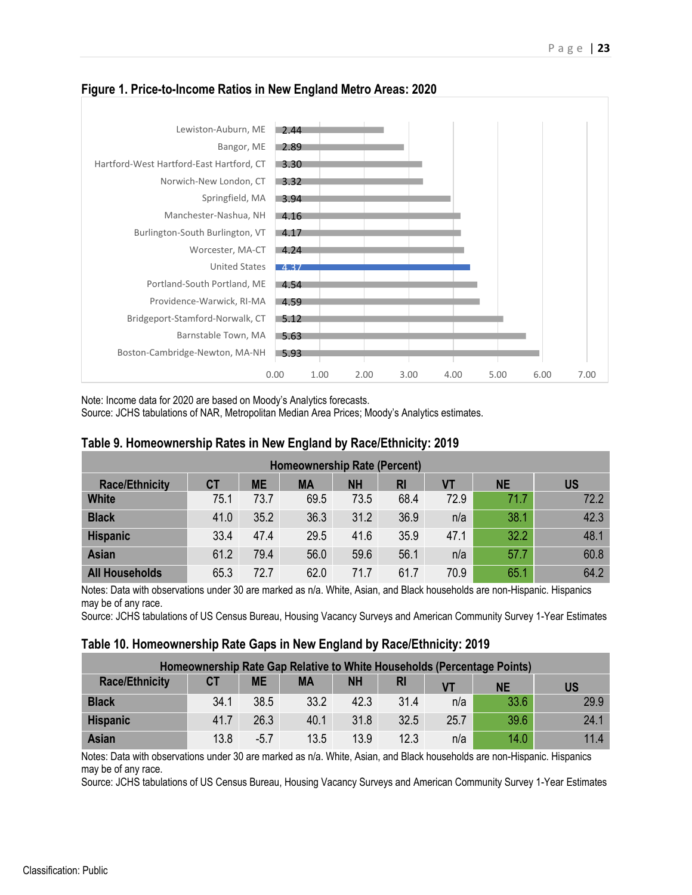**Figure 1. Price-to-Income Ratios in New England Metro Areas: 2020**

| Metro Area | Price-to-Income Ratio |
|---|---|
| Lewiston-Auburn, ME | 2.44 |
| Bangor, ME | 2.89 |
| Hartford-West Hartford-East Hartford, CT | 3.30 |
| Norwich-New London, CT | 3.32 |
| Springfield, MA | 3.94 |
| Manchester-Nashua, NH | 4.16 |
| Burlington-South Burlington, VT | 4.17 |
| Worcester, MA-CT | 4.24 |
| United States | 4.37 |
| Portland-South Portland, ME | 4.54 |
| Providence-Warwick, RI-MA | 4.59 |
| Bridgeport-Stamford-Norwalk, CT | 5.12 |
| Barnstable Town, MA | 5.63 |
| Boston-Cambridge-Newton, MA-NH | 5.93 |

Note: Income data for 2020 are based on Moody's Analytics forecasts.
Source: JCHS tabulations of NAR, Metropolitan Median Area Prices; Moody's Analytics estimates.

**Table 9. Homeownership Rates in New England by Race/Ethnicity: 2019**

| | Homeownership Rate (Percent) | | | | | | | |
|---|---|---|---|---|---|---|---|---|
| **Race/Ethnicity** | **CT** | **ME** | **MA** | **NH** | **RI** | **VT** | **NE** | **US** |
| **White** | 75.1 | 73.7 | 69.5 | 73.5 | 68.4 | 72.9 | 71.7 | 72.2 |
| **Black** | 41.0 | 35.2 | 36.3 | 31.2 | 36.9 | n/a | 38.1 | 42.3 |
| **Hispanic** | 33.4 | 47.4 | 29.5 | 41.6 | 35.9 | 47.1 | 32.2 | 48.1 |
| **Asian** | 61.2 | 79.4 | 56.0 | 59.6 | 56.1 | n/a | 57.7 | 60.8 |
| **All Households** | 65.3 | 72.7 | 62.0 | 71.7 | 61.7 | 70.9 | 65.1 | 64.2 |

Notes: Data with observations under 30 are marked as n/a. White, Asian, and Black households are non-Hispanic. Hispanics may be of any race.
Source: JCHS tabulations of US Census Bureau, Housing Vacancy Surveys and American Community Survey 1-Year Estimates

**Table 10. Homeownership Rate Gaps in New England by Race/Ethnicity: 2019**

| | Homeownership Rate Gap Relative to White Households (Percentage Points) | | | | | | | |
|---|---|---|---|---|---|---|---|---|
| **Race/Ethnicity** | **CT** | **ME** | **MA** | **NH** | **RI** | **VT** | **NE** | **US** |
| **Black** | 34.1 | 38.5 | 33.2 | 42.3 | 31.4 | n/a | 33.6 | 29.9 |
| **Hispanic** | 41.7 | 26.3 | 40.1 | 31.8 | 32.5 | 25.7 | 39.6 | 24.1 |
| **Asian** | 13.8 | -5.7 | 13.5 | 13.9 | 12.3 | n/a | 14.0 | 11.4 |

Notes: Data with observations under 30 are marked as n/a. White, Asian, and Black households are non-Hispanic. Hispanics may be of any race.
Source: JCHS tabulations of US Census Bureau, Housing Vacancy Surveys and American Community Survey 1-Year Estimates

Classification: Public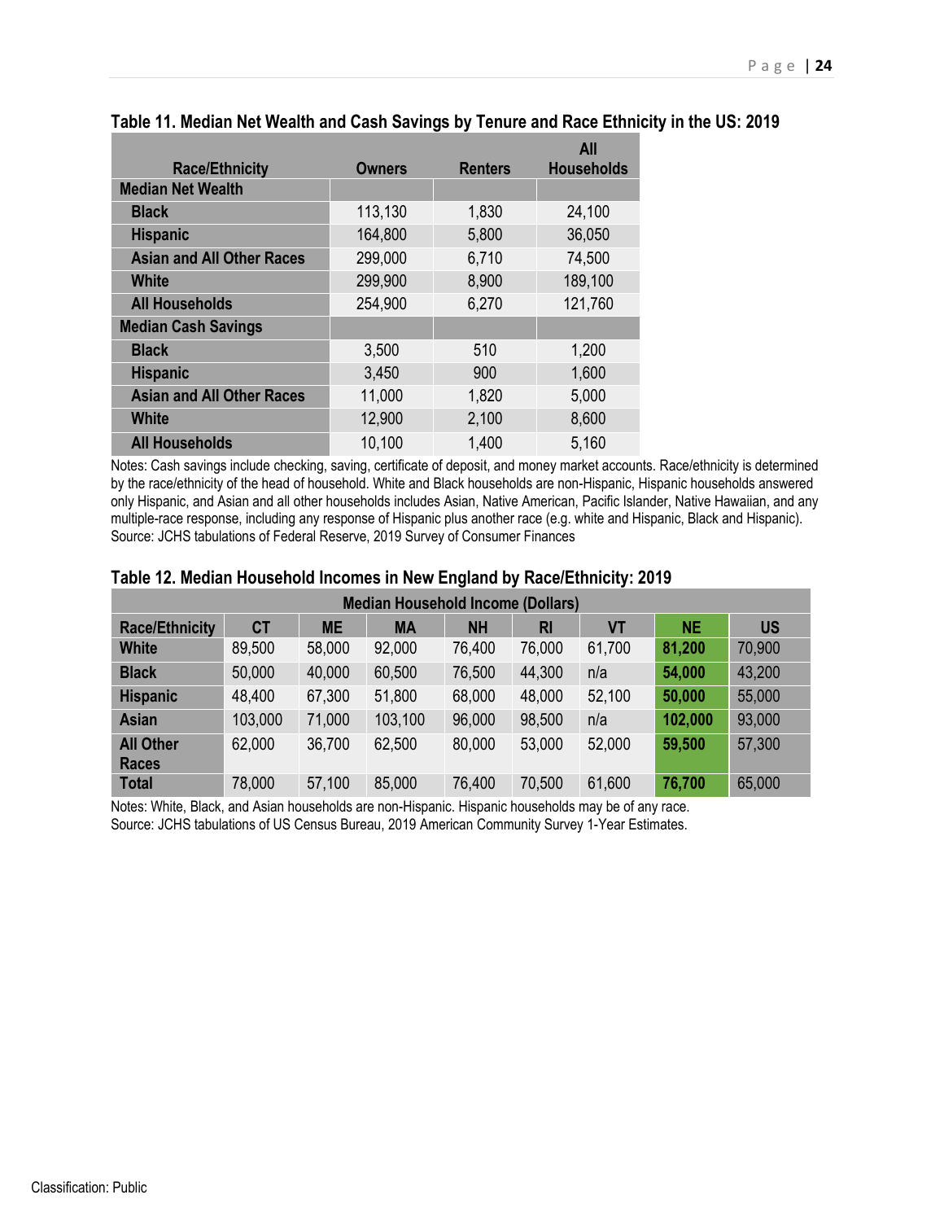**Table 11. Median Net Wealth and Cash Savings by Tenure and Race Ethnicity in the US: 2019**

| Race/Ethnicity | Owners | Renters | All Households |
|---|---|---|---|
| **Median Net Wealth** | | | |
| Black | 113,130 | 1,830 | 24,100 |
| Hispanic | 164,800 | 5,800 | 36,050 |
| Asian and All Other Races | 299,000 | 6,710 | 74,500 |
| White | 299,900 | 8,900 | 189,100 |
| All Households | 254,900 | 6,270 | 121,760 |
| **Median Cash Savings** | | | |
| Black | 3,500 | 510 | 1,200 |
| Hispanic | 3,450 | 900 | 1,600 |
| Asian and All Other Races | 11,000 | 1,820 | 5,000 |
| White | 12,900 | 2,100 | 8,600 |
| All Households | 10,100 | 1,400 | 5,160 |

Notes: Cash savings include checking, saving, certificate of deposit, and money market accounts. Race/ethnicity is determined by the race/ethnicity of the head of household. White and Black households are non-Hispanic, Hispanic households answered only Hispanic, and Asian and all other households includes Asian, Native American, Pacific Islander, Native Hawaiian, and any multiple-race response, including any response of Hispanic plus another race (e.g. white and Hispanic, Black and Hispanic).
Source: JCHS tabulations of Federal Reserve, 2019 Survey of Consumer Finances

**Table 12. Median Household Incomes in New England by Race/Ethnicity: 2019**

| Median Household Income (Dollars) | | | | | | | | |
|---|---|---|---|---|---|---|---|---|
| **Race/Ethnicity** | **CT** | **ME** | **MA** | **NH** | **RI** | **VT** | **NE** | **US** |
| **White** | 89,500 | 58,000 | 92,000 | 76,400 | 76,000 | 61,700 | **81,200** | 70,900 |
| **Black** | 50,000 | 40,000 | 60,500 | 76,500 | 44,300 | n/a | **54,000** | 43,200 |
| **Hispanic** | 48,400 | 67,300 | 51,800 | 68,000 | 48,000 | 52,100 | **50,000** | 55,000 |
| **Asian** | 103,000 | 71,000 | 103,100 | 96,000 | 98,500 | n/a | **102,000** | 93,000 |
| **All Other Races** | 62,000 | 36,700 | 62,500 | 80,000 | 53,000 | 52,000 | **59,500** | 57,300 |
| **Total** | 78,000 | 57,100 | 85,000 | 76,400 | 70,500 | 61,600 | **76,700** | 65,000 |

Notes: White, Black, and Asian households are non-Hispanic. Hispanic households may be of any race.
Source: JCHS tabulations of US Census Bureau, 2019 American Community Survey 1-Year Estimates.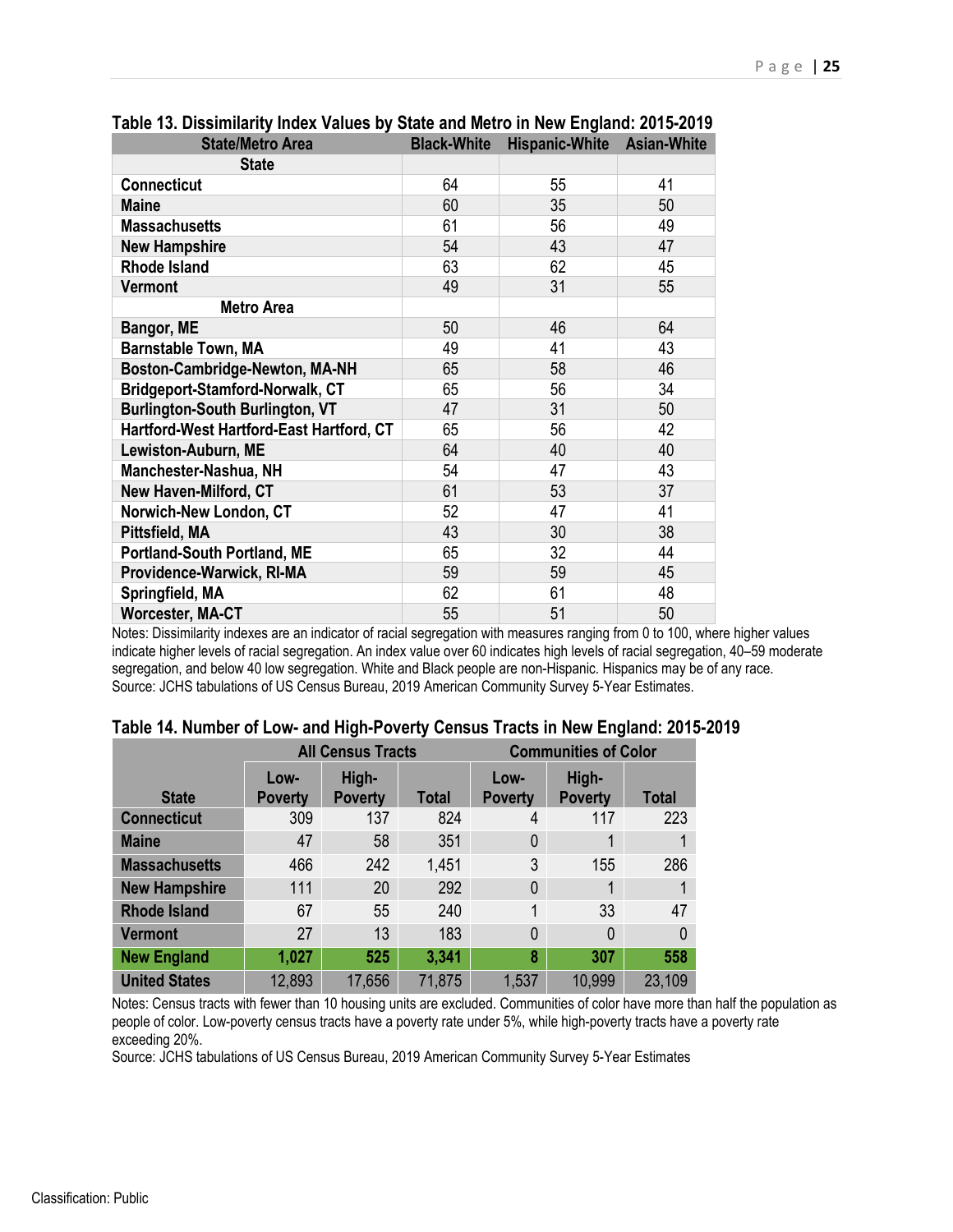**Table 13. Dissimilarity Index Values by State and Metro in New England: 2015-2019**

| State/Metro Area | Black-White | Hispanic-White | Asian-White |
|---|---|---|---|
| **State** | | | |
| **Connecticut** | 64 | 55 | 41 |
| **Maine** | 60 | 35 | 50 |
| **Massachusetts** | 61 | 56 | 49 |
| **New Hampshire** | 54 | 43 | 47 |
| **Rhode Island** | 63 | 62 | 45 |
| **Vermont** | 49 | 31 | 55 |
| **Metro Area** | | | |
| **Bangor, ME** | 50 | 46 | 64 |
| **Barnstable Town, MA** | 49 | 41 | 43 |
| **Boston-Cambridge-Newton, MA-NH** | 65 | 58 | 46 |
| **Bridgeport-Stamford-Norwalk, CT** | 65 | 56 | 34 |
| **Burlington-South Burlington, VT** | 47 | 31 | 50 |
| **Hartford-West Hartford-East Hartford, CT** | 65 | 56 | 42 |
| **Lewiston-Auburn, ME** | 64 | 40 | 40 |
| **Manchester-Nashua, NH** | 54 | 47 | 43 |
| **New Haven-Milford, CT** | 61 | 53 | 37 |
| **Norwich-New London, CT** | 52 | 47 | 41 |
| **Pittsfield, MA** | 43 | 30 | 38 |
| **Portland-South Portland, ME** | 65 | 32 | 44 |
| **Providence-Warwick, RI-MA** | 59 | 59 | 45 |
| **Springfield, MA** | 62 | 61 | 48 |
| **Worcester, MA-CT** | 55 | 51 | 50 |

Notes: Dissimilarity indexes are an indicator of racial segregation with measures ranging from 0 to 100, where higher values indicate higher levels of racial segregation. An index value over 60 indicates high levels of racial segregation, 40–59 moderate segregation, and below 40 low segregation. White and Black people are non-Hispanic. Hispanics may be of any race.
Source: JCHS tabulations of US Census Bureau, 2019 American Community Survey 5-Year Estimates.

**Table 14. Number of Low- and High-Poverty Census Tracts in New England: 2015-2019**

| | All Census Tracts | | | Communities of Color | | |
|---|---|---|---|---|---|---|
| **State** | **Low-Poverty** | **High-Poverty** | **Total** | **Low-Poverty** | **High-Poverty** | **Total** |
| **Connecticut** | 309 | 137 | 824 | 4 | 117 | 223 |
| **Maine** | 47 | 58 | 351 | 0 | 1 | 1 |
| **Massachusetts** | 466 | 242 | 1,451 | 3 | 155 | 286 |
| **New Hampshire** | 111 | 20 | 292 | 0 | 1 | 1 |
| **Rhode Island** | 67 | 55 | 240 | 1 | 33 | 47 |
| **Vermont** | 27 | 13 | 183 | 0 | 0 | 0 |
| **New England** | **1,027** | **525** | **3,341** | **8** | **307** | **558** |
| **United States** | 12,893 | 17,656 | 71,875 | 1,537 | 10,999 | 23,109 |

Notes: Census tracts with fewer than 10 housing units are excluded. Communities of color have more than half the population as people of color. Low-poverty census tracts have a poverty rate under 5%, while high-poverty tracts have a poverty rate exceeding 20%.
Source: JCHS tabulations of US Census Bureau, 2019 American Community Survey 5-Year Estimates

Classification: Public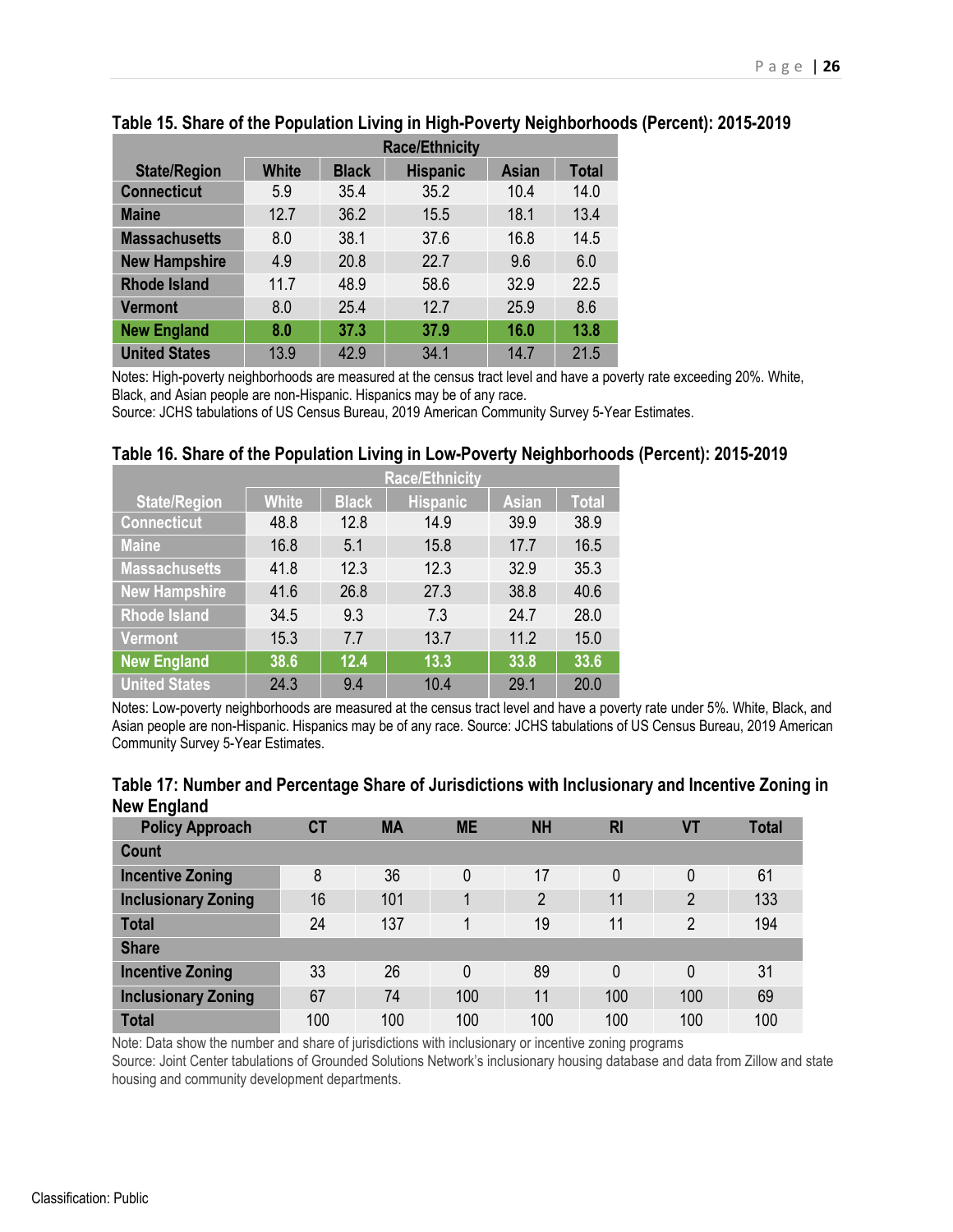**Table 15. Share of the Population Living in High-Poverty Neighborhoods (Percent): 2015-2019**

| | Race/Ethnicity | | | | |
|---|---|---|---|---|---|
| **State/Region** | **White** | **Black** | **Hispanic** | **Asian** | **Total** |
| **Connecticut** | 5.9 | 35.4 | 35.2 | 10.4 | 14.0 |
| **Maine** | 12.7 | 36.2 | 15.5 | 18.1 | 13.4 |
| **Massachusetts** | 8.0 | 38.1 | 37.6 | 16.8 | 14.5 |
| **New Hampshire** | 4.9 | 20.8 | 22.7 | 9.6 | 6.0 |
| **Rhode Island** | 11.7 | 48.9 | 58.6 | 32.9 | 22.5 |
| **Vermont** | 8.0 | 25.4 | 12.7 | 25.9 | 8.6 |
| **New England** | **8.0** | **37.3** | **37.9** | **16.0** | **13.8** |
| **United States** | 13.9 | 42.9 | 34.1 | 14.7 | 21.5 |

Notes: High-poverty neighborhoods are measured at the census tract level and have a poverty rate exceeding 20%. White, Black, and Asian people are non-Hispanic. Hispanics may be of any race.
Source: JCHS tabulations of US Census Bureau, 2019 American Community Survey 5-Year Estimates.

**Table 16. Share of the Population Living in Low-Poverty Neighborhoods (Percent): 2015-2019**

| | Race/Ethnicity | | | | |
|---|---|---|---|---|---|
| **State/Region** | **White** | **Black** | **Hispanic** | **Asian** | **Total** |
| **Connecticut** | 48.8 | 12.8 | 14.9 | 39.9 | 38.9 |
| **Maine** | 16.8 | 5.1 | 15.8 | 17.7 | 16.5 |
| **Massachusetts** | 41.8 | 12.3 | 12.3 | 32.9 | 35.3 |
| **New Hampshire** | 41.6 | 26.8 | 27.3 | 38.8 | 40.6 |
| **Rhode Island** | 34.5 | 9.3 | 7.3 | 24.7 | 28.0 |
| **Vermont** | 15.3 | 7.7 | 13.7 | 11.2 | 15.0 |
| **New England** | **38.6** | **12.4** | **13.3** | **33.8** | **33.6** |
| **United States** | 24.3 | 9.4 | 10.4 | 29.1 | 20.0 |

Notes: Low-poverty neighborhoods are measured at the census tract level and have a poverty rate under 5%. White, Black, and Asian people are non-Hispanic. Hispanics may be of any race. Source: JCHS tabulations of US Census Bureau, 2019 American Community Survey 5-Year Estimates.

**Table 17: Number and Percentage Share of Jurisdictions with Inclusionary and Incentive Zoning in New England**

| Policy Approach | CT | MA | ME | NH | RI | VT | Total |
|---|---|---|---|---|---|---|---|
| **Count** | | | | | | | |
| **Incentive Zoning** | 8 | 36 | 0 | 17 | 0 | 0 | 61 |
| **Inclusionary Zoning** | 16 | 101 | 1 | 2 | 11 | 2 | 133 |
| **Total** | 24 | 137 | 1 | 19 | 11 | 2 | 194 |
| **Share** | | | | | | | |
| **Incentive Zoning** | 33 | 26 | 0 | 89 | 0 | 0 | 31 |
| **Inclusionary Zoning** | 67 | 74 | 100 | 11 | 100 | 100 | 69 |
| **Total** | 100 | 100 | 100 | 100 | 100 | 100 | 100 |

Note: Data show the number and share of jurisdictions with inclusionary or incentive zoning programs
Source: Joint Center tabulations of Grounded Solutions Network's inclusionary housing database and data from Zillow and state housing and community development departments.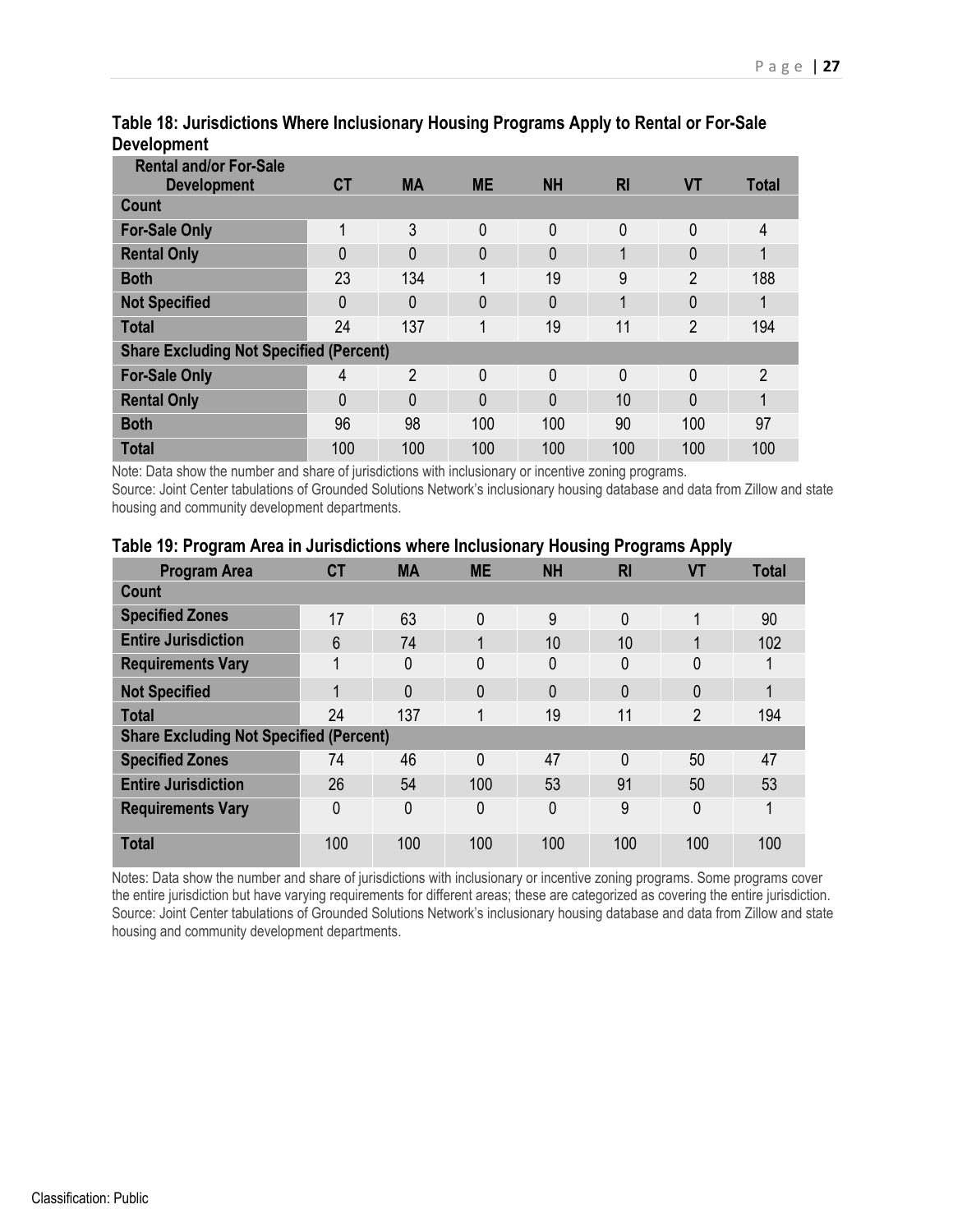**Table 18: Jurisdictions Where Inclusionary Housing Programs Apply to Rental or For-Sale Development**

| Rental and/or For-Sale Development | CT | MA | ME | NH | RI | VT | Total |
|---|---|---|---|---|---|---|---|
| **Count** | | | | | | | |
| **For-Sale Only** | 1 | 3 | 0 | 0 | 0 | 0 | 4 |
| **Rental Only** | 0 | 0 | 0 | 0 | 1 | 0 | 1 |
| **Both** | 23 | 134 | 1 | 19 | 9 | 2 | 188 |
| **Not Specified** | 0 | 0 | 0 | 0 | 1 | 0 | 1 |
| **Total** | 24 | 137 | 1 | 19 | 11 | 2 | 194 |
| **Share Excluding Not Specified (Percent)** | | | | | | | |
| **For-Sale Only** | 4 | 2 | 0 | 0 | 0 | 0 | 2 |
| **Rental Only** | 0 | 0 | 0 | 0 | 10 | 0 | 1 |
| **Both** | 96 | 98 | 100 | 100 | 90 | 100 | 97 |
| **Total** | 100 | 100 | 100 | 100 | 100 | 100 | 100 |

Note: Data show the number and share of jurisdictions with inclusionary or incentive zoning programs.
Source: Joint Center tabulations of Grounded Solutions Network's inclusionary housing database and data from Zillow and state housing and community development departments.

**Table 19: Program Area in Jurisdictions where Inclusionary Housing Programs Apply**

| Program Area | CT | MA | ME | NH | RI | VT | Total |
|---|---|---|---|---|---|---|---|
| **Count** | | | | | | | |
| **Specified Zones** | 17 | 63 | 0 | 9 | 0 | 1 | 90 |
| **Entire Jurisdiction** | 6 | 74 | 1 | 10 | 10 | 1 | 102 |
| **Requirements Vary** | 1 | 0 | 0 | 0 | 0 | 0 | 1 |
| **Not Specified** | 1 | 0 | 0 | 0 | 0 | 0 | 1 |
| **Total** | 24 | 137 | 1 | 19 | 11 | 2 | 194 |
| **Share Excluding Not Specified (Percent)** | | | | | | | |
| **Specified Zones** | 74 | 46 | 0 | 47 | 0 | 50 | 47 |
| **Entire Jurisdiction** | 26 | 54 | 100 | 53 | 91 | 50 | 53 |
| **Requirements Vary** | 0 | 0 | 0 | 0 | 9 | 0 | 1 |
| **Total** | 100 | 100 | 100 | 100 | 100 | 100 | 100 |

Notes: Data show the number and share of jurisdictions with inclusionary or incentive zoning programs. Some programs cover the entire jurisdiction but have varying requirements for different areas; these are categorized as covering the entire jurisdiction.
Source: Joint Center tabulations of Grounded Solutions Network's inclusionary housing database and data from Zillow and state housing and community development departments.

Classification: Public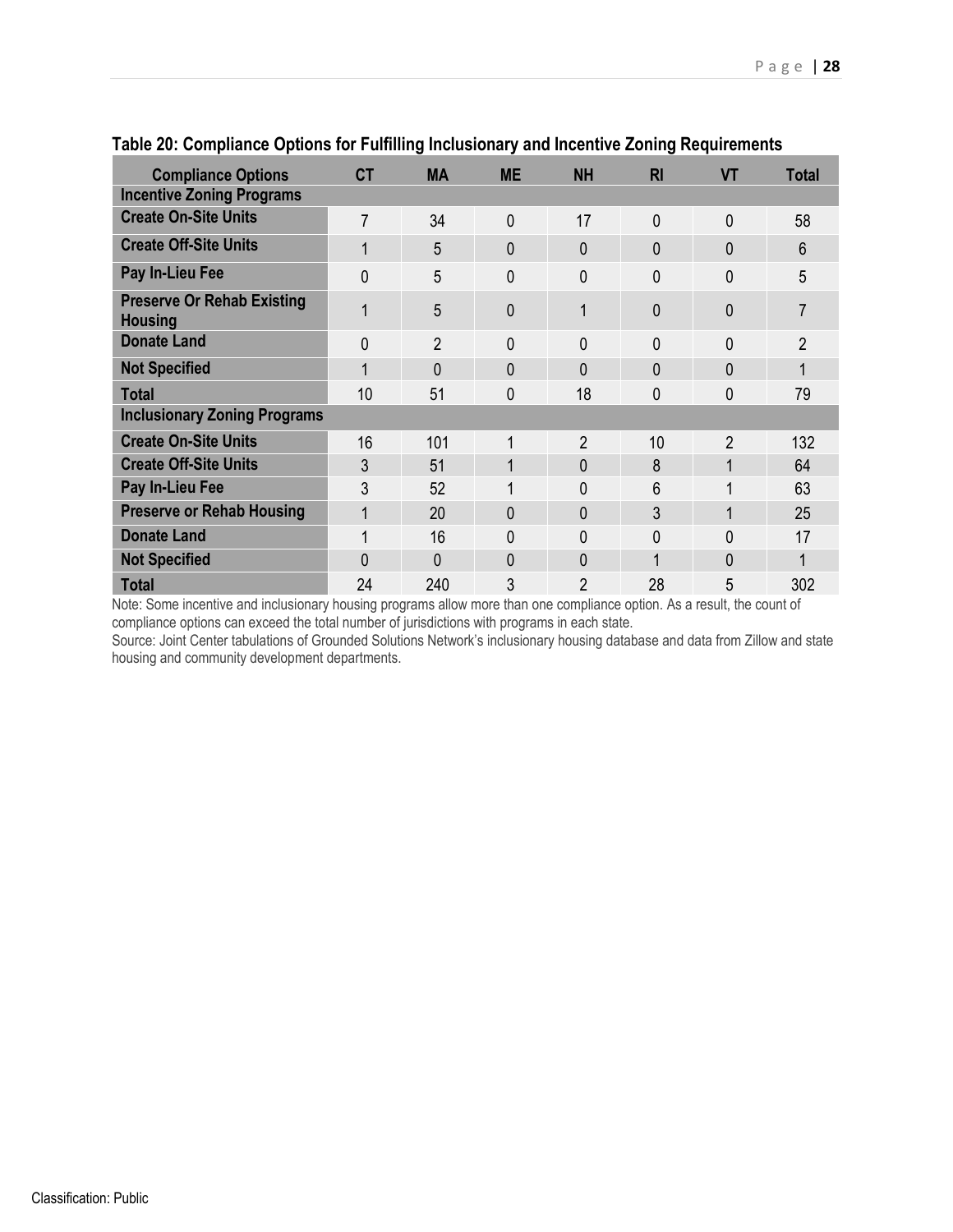**Table 20: Compliance Options for Fulfilling Inclusionary and Incentive Zoning Requirements**

| Compliance Options | CT | MA | ME | NH | RI | VT | Total |
|---|---|---|---|---|---|---|---|
| **Incentive Zoning Programs** | | | | | | | |
| **Create On-Site Units** | 7 | 34 | 0 | 17 | 0 | 0 | 58 |
| **Create Off-Site Units** | 1 | 5 | 0 | 0 | 0 | 0 | 6 |
| **Pay In-Lieu Fee** | 0 | 5 | 0 | 0 | 0 | 0 | 5 |
| **Preserve Or Rehab Existing Housing** | 1 | 5 | 0 | 1 | 0 | 0 | 7 |
| **Donate Land** | 0 | 2 | 0 | 0 | 0 | 0 | 2 |
| **Not Specified** | 1 | 0 | 0 | 0 | 0 | 0 | 1 |
| **Total** | 10 | 51 | 0 | 18 | 0 | 0 | 79 |
| **Inclusionary Zoning Programs** | | | | | | | |
| **Create On-Site Units** | 16 | 101 | 1 | 2 | 10 | 2 | 132 |
| **Create Off-Site Units** | 3 | 51 | 1 | 0 | 8 | 1 | 64 |
| **Pay In-Lieu Fee** | 3 | 52 | 1 | 0 | 6 | 1 | 63 |
| **Preserve or Rehab Housing** | 1 | 20 | 0 | 0 | 3 | 1 | 25 |
| **Donate Land** | 1 | 16 | 0 | 0 | 0 | 0 | 17 |
| **Not Specified** | 0 | 0 | 0 | 0 | 1 | 0 | 1 |
| **Total** | 24 | 240 | 3 | 2 | 28 | 5 | 302 |

Note: Some incentive and inclusionary housing programs allow more than one compliance option. As a result, the count of compliance options can exceed the total number of jurisdictions with programs in each state.

Source: Joint Center tabulations of Grounded Solutions Network's inclusionary housing database and data from Zillow and state housing and community development departments.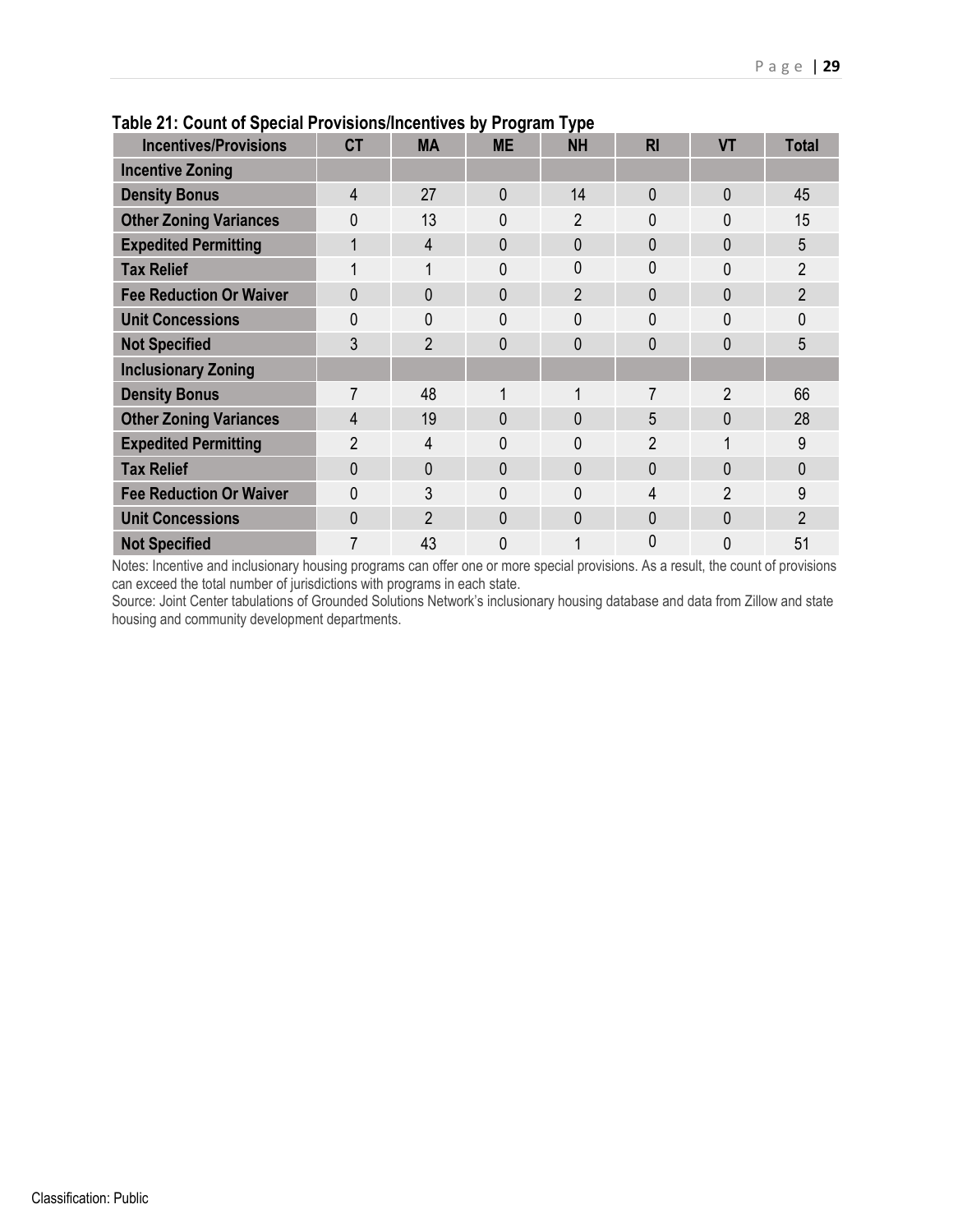**Table 21: Count of Special Provisions/Incentives by Program Type**

| Incentives/Provisions | CT | MA | ME | NH | RI | VT | Total |
|---|---|---|---|---|---|---|---|
| **Incentive Zoning** | | | | | | | |
| **Density Bonus** | 4 | 27 | 0 | 14 | 0 | 0 | 45 |
| **Other Zoning Variances** | 0 | 13 | 0 | 2 | 0 | 0 | 15 |
| **Expedited Permitting** | 1 | 4 | 0 | 0 | 0 | 0 | 5 |
| **Tax Relief** | 1 | 1 | 0 | 0 | 0 | 0 | 2 |
| **Fee Reduction Or Waiver** | 0 | 0 | 0 | 2 | 0 | 0 | 2 |
| **Unit Concessions** | 0 | 0 | 0 | 0 | 0 | 0 | 0 |
| **Not Specified** | 3 | 2 | 0 | 0 | 0 | 0 | 5 |
| **Inclusionary Zoning** | | | | | | | |
| **Density Bonus** | 7 | 48 | 1 | 1 | 7 | 2 | 66 |
| **Other Zoning Variances** | 4 | 19 | 0 | 0 | 5 | 0 | 28 |
| **Expedited Permitting** | 2 | 4 | 0 | 0 | 2 | 1 | 9 |
| **Tax Relief** | 0 | 0 | 0 | 0 | 0 | 0 | 0 |
| **Fee Reduction Or Waiver** | 0 | 3 | 0 | 0 | 4 | 2 | 9 |
| **Unit Concessions** | 0 | 2 | 0 | 0 | 0 | 0 | 2 |
| **Not Specified** | 7 | 43 | 0 | 1 | 0 | 0 | 51 |

Notes: Incentive and inclusionary housing programs can offer one or more special provisions. As a result, the count of provisions can exceed the total number of jurisdictions with programs in each state.

Source: Joint Center tabulations of Grounded Solutions Network's inclusionary housing database and data from Zillow and state housing and community development departments.

Classification: Public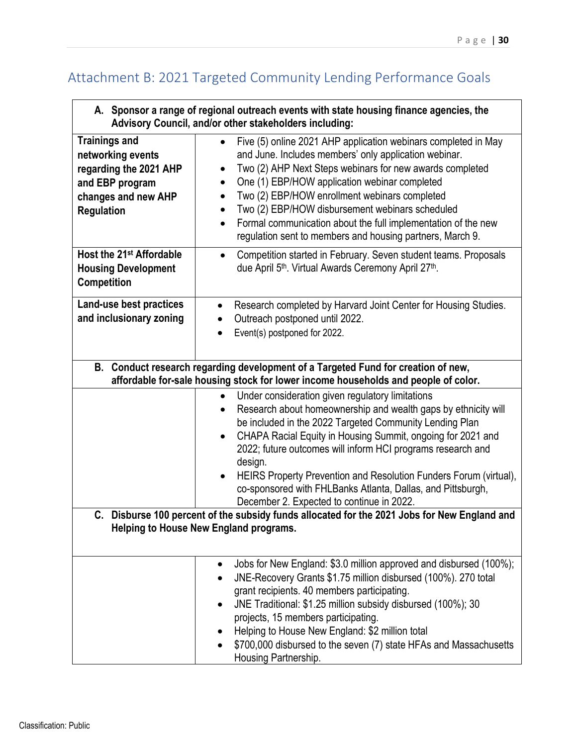## Attachment B: 2021 Targeted Community Lending Performance Goals

| **A. Sponsor a range of regional outreach events with state housing finance agencies, the Advisory Council, and/or other stakeholders including:** | |
|---|---|
| **Trainings and networking events regarding the 2021 AHP and EBP program changes and new AHP Regulation** | • Five (5) online 2021 AHP application webinars completed in May and June. Includes members' only application webinar.<br>• Two (2) AHP Next Steps webinars for new awards completed<br>• One (1) EBP/HOW application webinar completed<br>• Two (2) EBP/HOW enrollment webinars completed<br>• Two (2) EBP/HOW disbursement webinars scheduled<br>• Formal communication about the full implementation of the new regulation sent to members and housing partners, March 9. |
| **Host the 21st Affordable Housing Development Competition** | • Competition started in February. Seven student teams. Proposals due April 5th. Virtual Awards Ceremony April 27th. |
| **Land-use best practices and inclusionary zoning** | • Research completed by Harvard Joint Center for Housing Studies.<br>• Outreach postponed until 2022.<br>• Event(s) postponed for 2022. |
| **B. Conduct research regarding development of a Targeted Fund for creation of new, affordable for-sale housing stock for lower income households and people of color.** | |
| | • Under consideration given regulatory limitations<br>• Research about homeownership and wealth gaps by ethnicity will be included in the 2022 Targeted Community Lending Plan<br>• CHAPA Racial Equity in Housing Summit, ongoing for 2021 and 2022; future outcomes will inform HCI programs research and design.<br>• HEIRS Property Prevention and Resolution Funders Forum (virtual), co-sponsored with FHLBanks Atlanta, Dallas, and Pittsburgh, December 2. Expected to continue in 2022. |
| **C. Disburse 100 percent of the subsidy funds allocated for the 2021 Jobs for New England and Helping to House New England programs.** | |
| | • Jobs for New England: $3.0 million approved and disbursed (100%);<br>• JNE-Recovery Grants $1.75 million disbursed (100%). 270 total grant recipients. 40 members participating.<br>• JNE Traditional: $1.25 million subsidy disbursed (100%); 30 projects, 15 members participating.<br>• Helping to House New England: $2 million total<br>• $700,000 disbursed to the seven (7) state HFAs and Massachusetts Housing Partnership. |

Classification: Public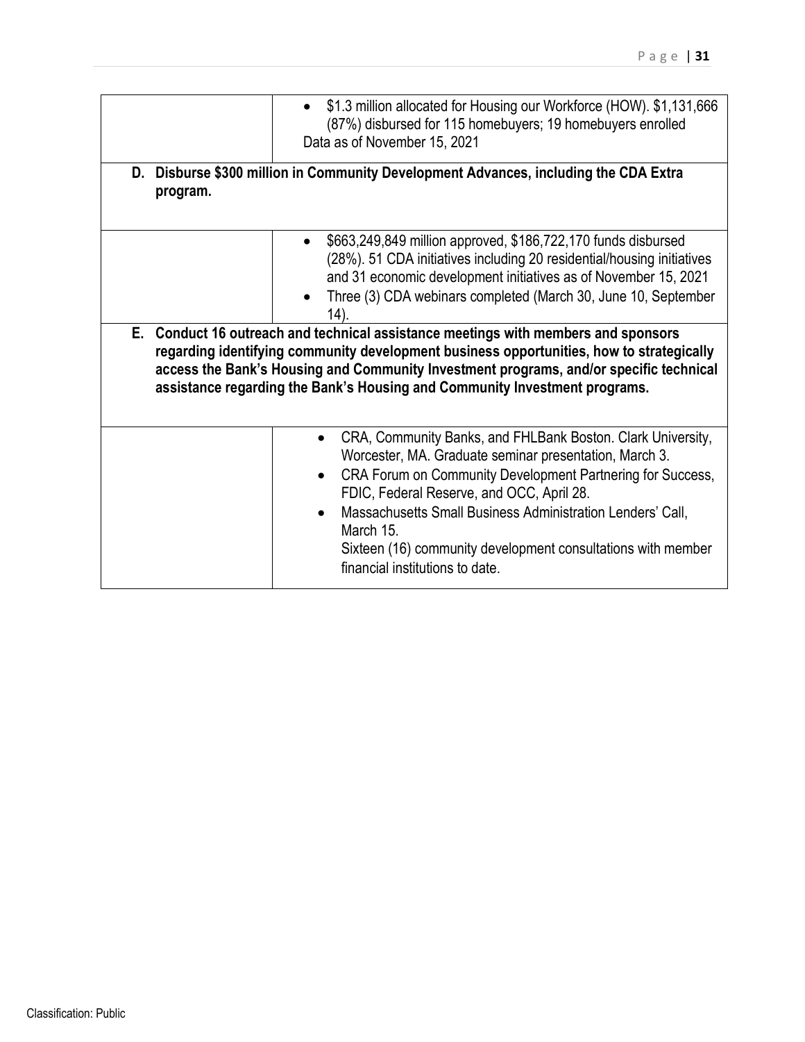| | |
|---|---|
| | • $1.3 million allocated for Housing our Workforce (HOW). $1,131,666 (87%) disbursed for 115 homebuyers; 19 homebuyers enrolled<br>Data as of November 15, 2021 |
| **D. Disburse $300 million in Community Development Advances, including the CDA Extra program.** | |
| | • $663,249,849 million approved, $186,722,170 funds disbursed (28%). 51 CDA initiatives including 20 residential/housing initiatives and 31 economic development initiatives as of November 15, 2021<br>• Three (3) CDA webinars completed (March 30, June 10, September 14). |
| **E. Conduct 16 outreach and technical assistance meetings with members and sponsors regarding identifying community development business opportunities, how to strategically access the Bank's Housing and Community Investment programs, and/or specific technical assistance regarding the Bank's Housing and Community Investment programs.** | |
| | • CRA, Community Banks, and FHLBank Boston. Clark University, Worcester, MA. Graduate seminar presentation, March 3.<br>• CRA Forum on Community Development Partnering for Success, FDIC, Federal Reserve, and OCC, April 28.<br>• Massachusetts Small Business Administration Lenders' Call, March 15.<br>Sixteen (16) community development consultations with member financial institutions to date. |

Classification: Public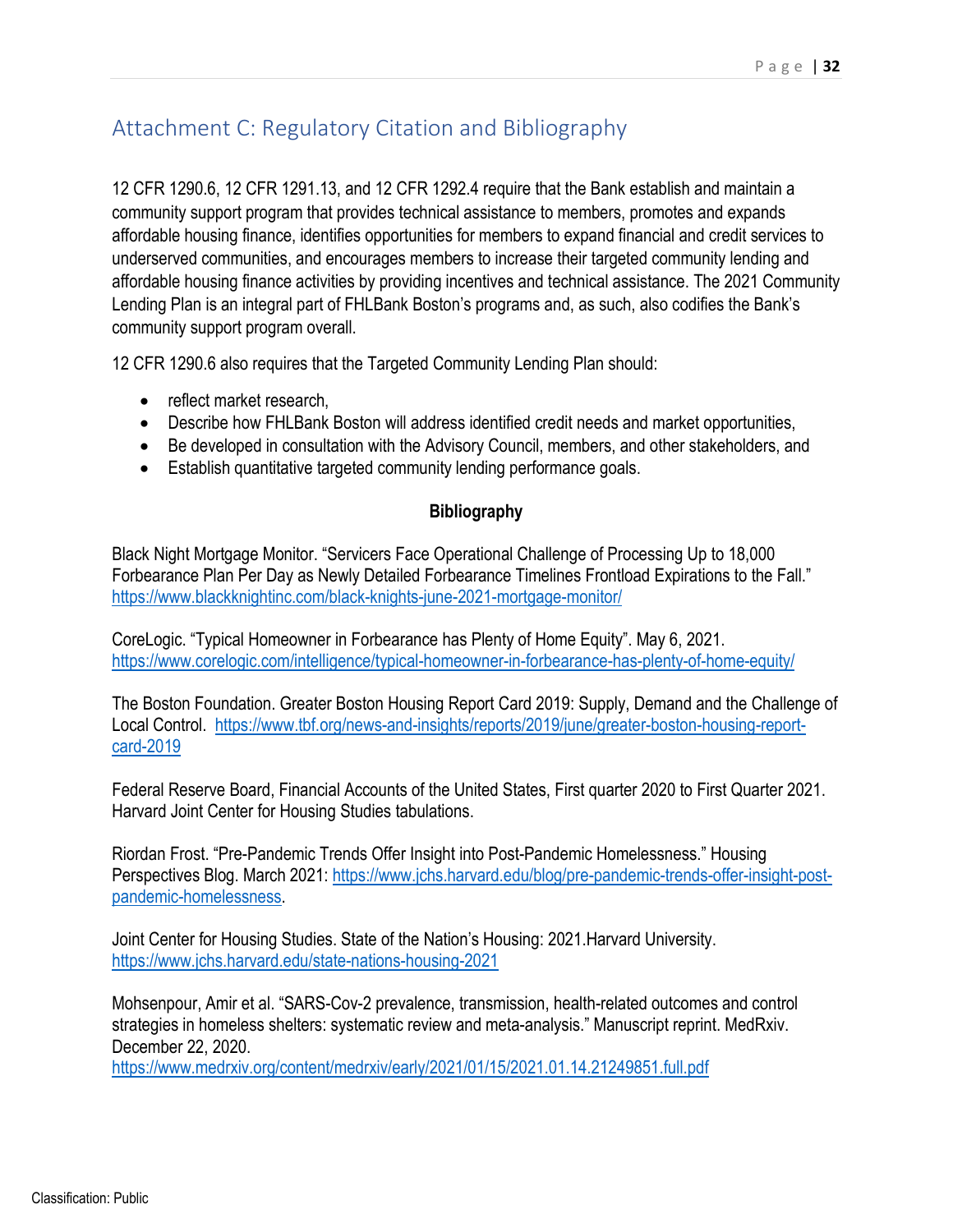# Attachment C: Regulatory Citation and Bibliography

12 CFR 1290.6, 12 CFR 1291.13, and 12 CFR 1292.4 require that the Bank establish and maintain a community support program that provides technical assistance to members, promotes and expands affordable housing finance, identifies opportunities for members to expand financial and credit services to underserved communities, and encourages members to increase their targeted community lending and affordable housing finance activities by providing incentives and technical assistance. The 2021 Community Lending Plan is an integral part of FHLBank Boston's programs and, as such, also codifies the Bank's community support program overall.

12 CFR 1290.6 also requires that the Targeted Community Lending Plan should:

- reflect market research,
- Describe how FHLBank Boston will address identified credit needs and market opportunities,
- Be developed in consultation with the Advisory Council, members, and other stakeholders, and
- Establish quantitative targeted community lending performance goals.

**Bibliography**

Black Night Mortgage Monitor. "Servicers Face Operational Challenge of Processing Up to 18,000 Forbearance Plan Per Day as Newly Detailed Forbearance Timelines Frontload Expirations to the Fall." https://www.blackknightinc.com/black-knights-june-2021-mortgage-monitor/

CoreLogic. "Typical Homeowner in Forbearance has Plenty of Home Equity". May 6, 2021. https://www.corelogic.com/intelligence/typical-homeowner-in-forbearance-has-plenty-of-home-equity/

The Boston Foundation. Greater Boston Housing Report Card 2019: Supply, Demand and the Challenge of Local Control. https://www.tbf.org/news-and-insights/reports/2019/june/greater-boston-housing-report-card-2019

Federal Reserve Board, Financial Accounts of the United States, First quarter 2020 to First Quarter 2021. Harvard Joint Center for Housing Studies tabulations.

Riordan Frost. "Pre-Pandemic Trends Offer Insight into Post-Pandemic Homelessness." Housing Perspectives Blog. March 2021: https://www.jchs.harvard.edu/blog/pre-pandemic-trends-offer-insight-post-pandemic-homelessness.

Joint Center for Housing Studies. State of the Nation's Housing: 2021.Harvard University. https://www.jchs.harvard.edu/state-nations-housing-2021

Mohsenpour, Amir et al. "SARS-Cov-2 prevalence, transmission, health-related outcomes and control strategies in homeless shelters: systematic review and meta-analysis." Manuscript reprint. MedRxiv. December 22, 2020. https://www.medrxiv.org/content/medrxiv/early/2021/01/15/2021.01.14.21249851.full.pdf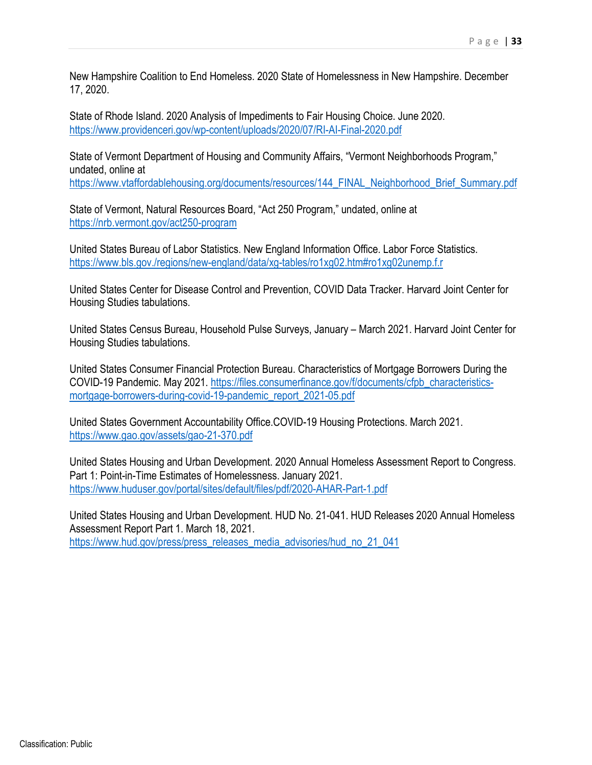New Hampshire Coalition to End Homeless. 2020 State of Homelessness in New Hampshire. December 17, 2020.

State of Rhode Island. 2020 Analysis of Impediments to Fair Housing Choice. June 2020. https://www.providenceri.gov/wp-content/uploads/2020/07/RI-AI-Final-2020.pdf

State of Vermont Department of Housing and Community Affairs, “Vermont Neighborhoods Program,” undated, online at https://www.vtaffordablehousing.org/documents/resources/144_FINAL_Neighborhood_Brief_Summary.pdf

State of Vermont, Natural Resources Board, “Act 250 Program,” undated, online at https://nrb.vermont.gov/act250-program

United States Bureau of Labor Statistics. New England Information Office. Labor Force Statistics. https://www.bls.gov./regions/new-england/data/xg-tables/ro1xg02.htm#ro1xg02unemp.f.r

United States Center for Disease Control and Prevention, COVID Data Tracker. Harvard Joint Center for Housing Studies tabulations.

United States Census Bureau, Household Pulse Surveys, January – March 2021. Harvard Joint Center for Housing Studies tabulations.

United States Consumer Financial Protection Bureau. Characteristics of Mortgage Borrowers During the COVID-19 Pandemic. May 2021. https://files.consumerfinance.gov/f/documents/cfpb_characteristics-mortgage-borrowers-during-covid-19-pandemic_report_2021-05.pdf

United States Government Accountability Office.COVID-19 Housing Protections. March 2021. https://www.gao.gov/assets/gao-21-370.pdf

United States Housing and Urban Development. 2020 Annual Homeless Assessment Report to Congress. Part 1: Point-in-Time Estimates of Homelessness. January 2021. https://www.huduser.gov/portal/sites/default/files/pdf/2020-AHAR-Part-1.pdf

United States Housing and Urban Development. HUD No. 21-041. HUD Releases 2020 Annual Homeless Assessment Report Part 1. March 18, 2021. https://www.hud.gov/press/press_releases_media_advisories/hud_no_21_041